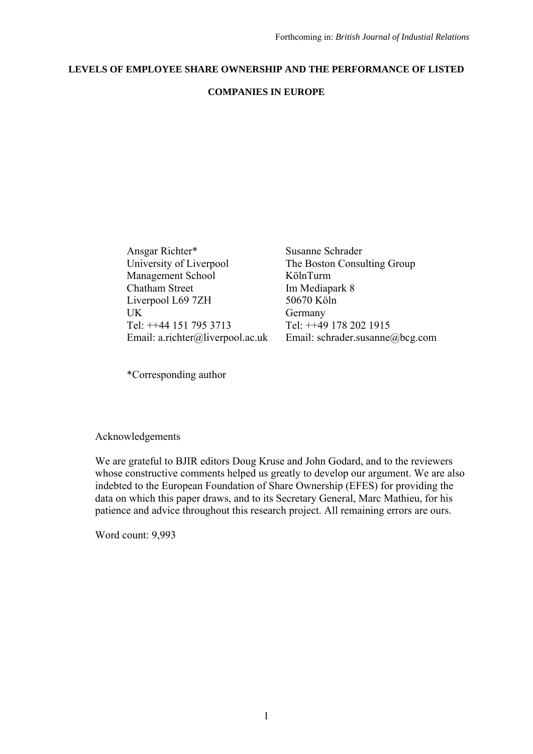Forthcoming in: *British Journal of Industrial Relations*

# LEVELS OF EMPLOYEE SHARE OWNERSHIP AND THE PERFORMANCE OF LISTED COMPANIES IN EUROPE

Ansgar Richter*
University of Liverpool
Management School
Chatham Street
Liverpool L69 7ZH
UK
Tel: ++44 151 795 3713
Email: a.richter@liverpool.ac.uk

Susanne Schrader
The Boston Consulting Group
KölnTurm
Im Mediapark 8
50670 Köln
Germany
Tel: ++49 178 202 1915
Email: schrader.susanne@bcg.com

*Corresponding author

Acknowledgements

We are grateful to BJIR editors Doug Kruse and John Godard, and to the reviewers whose constructive comments helped us greatly to develop our argument. We are also indebted to the European Foundation of Share Ownership (EFES) for providing the data on which this paper draws, and to its Secretary General, Marc Mathieu, for his patience and advice throughout this research project. All remaining errors are ours.

Word count: 9,993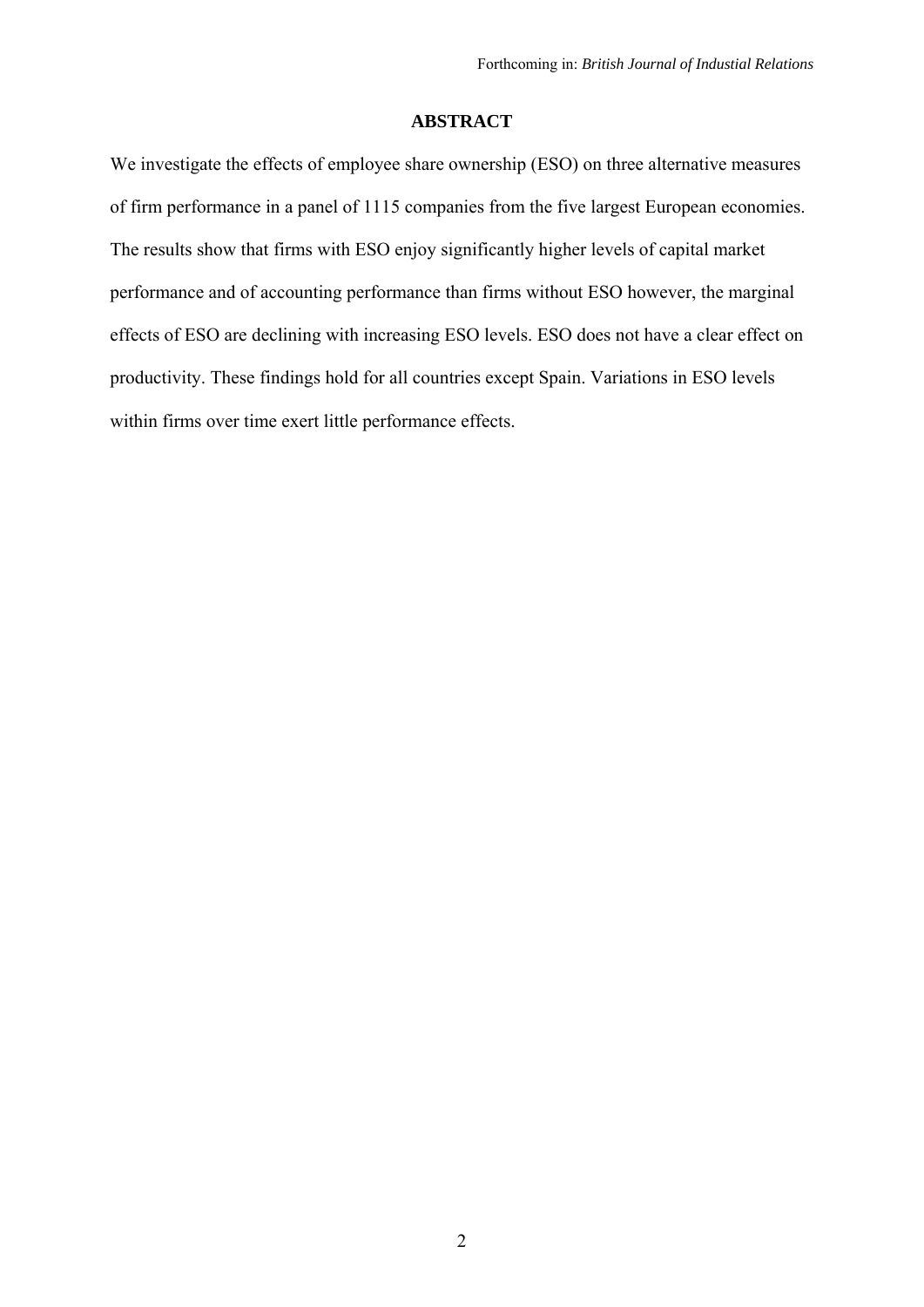## ABSTRACT

We investigate the effects of employee share ownership (ESO) on three alternative measures of firm performance in a panel of 1115 companies from the five largest European economies. The results show that firms with ESO enjoy significantly higher levels of capital market performance and of accounting performance than firms without ESO however, the marginal effects of ESO are declining with increasing ESO levels. ESO does not have a clear effect on productivity. These findings hold for all countries except Spain. Variations in ESO levels within firms over time exert little performance effects.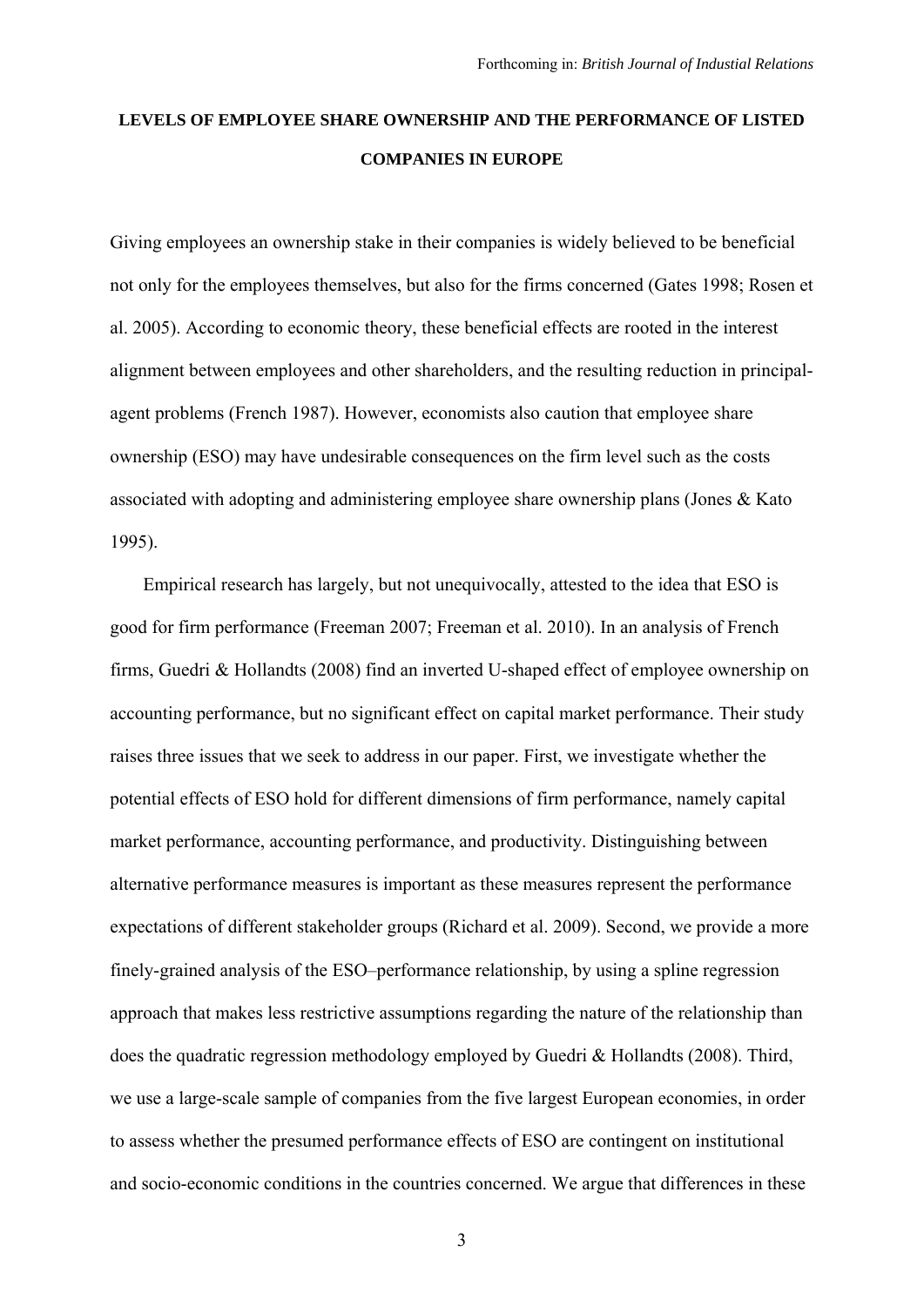# LEVELS OF EMPLOYEE SHARE OWNERSHIP AND THE PERFORMANCE OF LISTED COMPANIES IN EUROPE

Giving employees an ownership stake in their companies is widely believed to be beneficial not only for the employees themselves, but also for the firms concerned (Gates 1998; Rosen et al. 2005). According to economic theory, these beneficial effects are rooted in the interest alignment between employees and other shareholders, and the resulting reduction in principal-agent problems (French 1987). However, economists also caution that employee share ownership (ESO) may have undesirable consequences on the firm level such as the costs associated with adopting and administering employee share ownership plans (Jones & Kato 1995).

Empirical research has largely, but not unequivocally, attested to the idea that ESO is good for firm performance (Freeman 2007; Freeman et al. 2010). In an analysis of French firms, Guedri & Hollandts (2008) find an inverted U-shaped effect of employee ownership on accounting performance, but no significant effect on capital market performance. Their study raises three issues that we seek to address in our paper. First, we investigate whether the potential effects of ESO hold for different dimensions of firm performance, namely capital market performance, accounting performance, and productivity. Distinguishing between alternative performance measures is important as these measures represent the performance expectations of different stakeholder groups (Richard et al. 2009). Second, we provide a more finely-grained analysis of the ESO–performance relationship, by using a spline regression approach that makes less restrictive assumptions regarding the nature of the relationship than does the quadratic regression methodology employed by Guedri & Hollandts (2008). Third, we use a large-scale sample of companies from the five largest European economies, in order to assess whether the presumed performance effects of ESO are contingent on institutional and socio-economic conditions in the countries concerned. We argue that differences in these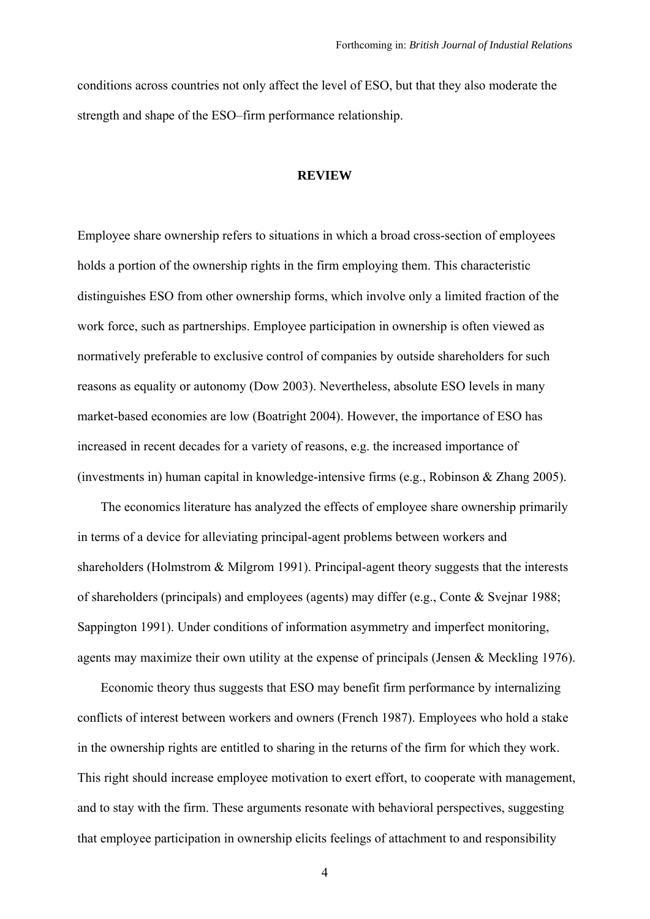conditions across countries not only affect the level of ESO, but that they also moderate the strength and shape of the ESO–firm performance relationship.

## REVIEW

Employee share ownership refers to situations in which a broad cross-section of employees holds a portion of the ownership rights in the firm employing them. This characteristic distinguishes ESO from other ownership forms, which involve only a limited fraction of the work force, such as partnerships. Employee participation in ownership is often viewed as normatively preferable to exclusive control of companies by outside shareholders for such reasons as equality or autonomy (Dow 2003). Nevertheless, absolute ESO levels in many market-based economies are low (Boatright 2004). However, the importance of ESO has increased in recent decades for a variety of reasons, e.g. the increased importance of (investments in) human capital in knowledge-intensive firms (e.g., Robinson & Zhang 2005).

The economics literature has analyzed the effects of employee share ownership primarily in terms of a device for alleviating principal-agent problems between workers and shareholders (Holmstrom & Milgrom 1991). Principal-agent theory suggests that the interests of shareholders (principals) and employees (agents) may differ (e.g., Conte & Svejnar 1988; Sappington 1991). Under conditions of information asymmetry and imperfect monitoring, agents may maximize their own utility at the expense of principals (Jensen & Meckling 1976).

Economic theory thus suggests that ESO may benefit firm performance by internalizing conflicts of interest between workers and owners (French 1987). Employees who hold a stake in the ownership rights are entitled to sharing in the returns of the firm for which they work. This right should increase employee motivation to exert effort, to cooperate with management, and to stay with the firm. These arguments resonate with behavioral perspectives, suggesting that employee participation in ownership elicits feelings of attachment to and responsibility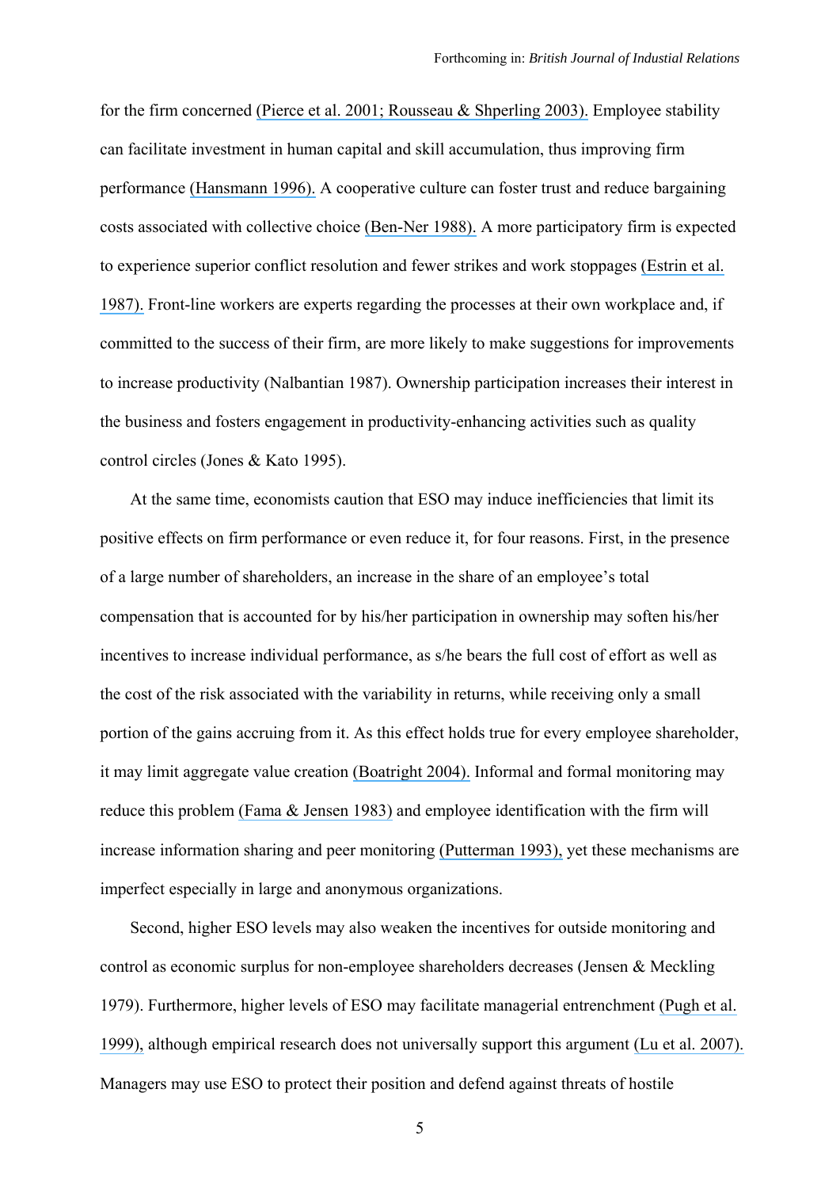for the firm concerned (Pierce et al. 2001; Rousseau & Shperling 2003). Employee stability can facilitate investment in human capital and skill accumulation, thus improving firm performance (Hansmann 1996). A cooperative culture can foster trust and reduce bargaining costs associated with collective choice (Ben-Ner 1988). A more participatory firm is expected to experience superior conflict resolution and fewer strikes and work stoppages (Estrin et al. 1987). Front-line workers are experts regarding the processes at their own workplace and, if committed to the success of their firm, are more likely to make suggestions for improvements to increase productivity (Nalbantian 1987). Ownership participation increases their interest in the business and fosters engagement in productivity-enhancing activities such as quality control circles (Jones & Kato 1995).

At the same time, economists caution that ESO may induce inefficiencies that limit its positive effects on firm performance or even reduce it, for four reasons. First, in the presence of a large number of shareholders, an increase in the share of an employee's total compensation that is accounted for by his/her participation in ownership may soften his/her incentives to increase individual performance, as s/he bears the full cost of effort as well as the cost of the risk associated with the variability in returns, while receiving only a small portion of the gains accruing from it. As this effect holds true for every employee shareholder, it may limit aggregate value creation (Boatright 2004). Informal and formal monitoring may reduce this problem (Fama & Jensen 1983) and employee identification with the firm will increase information sharing and peer monitoring (Putterman 1993), yet these mechanisms are imperfect especially in large and anonymous organizations.

Second, higher ESO levels may also weaken the incentives for outside monitoring and control as economic surplus for non-employee shareholders decreases (Jensen & Meckling 1979). Furthermore, higher levels of ESO may facilitate managerial entrenchment (Pugh et al. 1999), although empirical research does not universally support this argument (Lu et al. 2007). Managers may use ESO to protect their position and defend against threats of hostile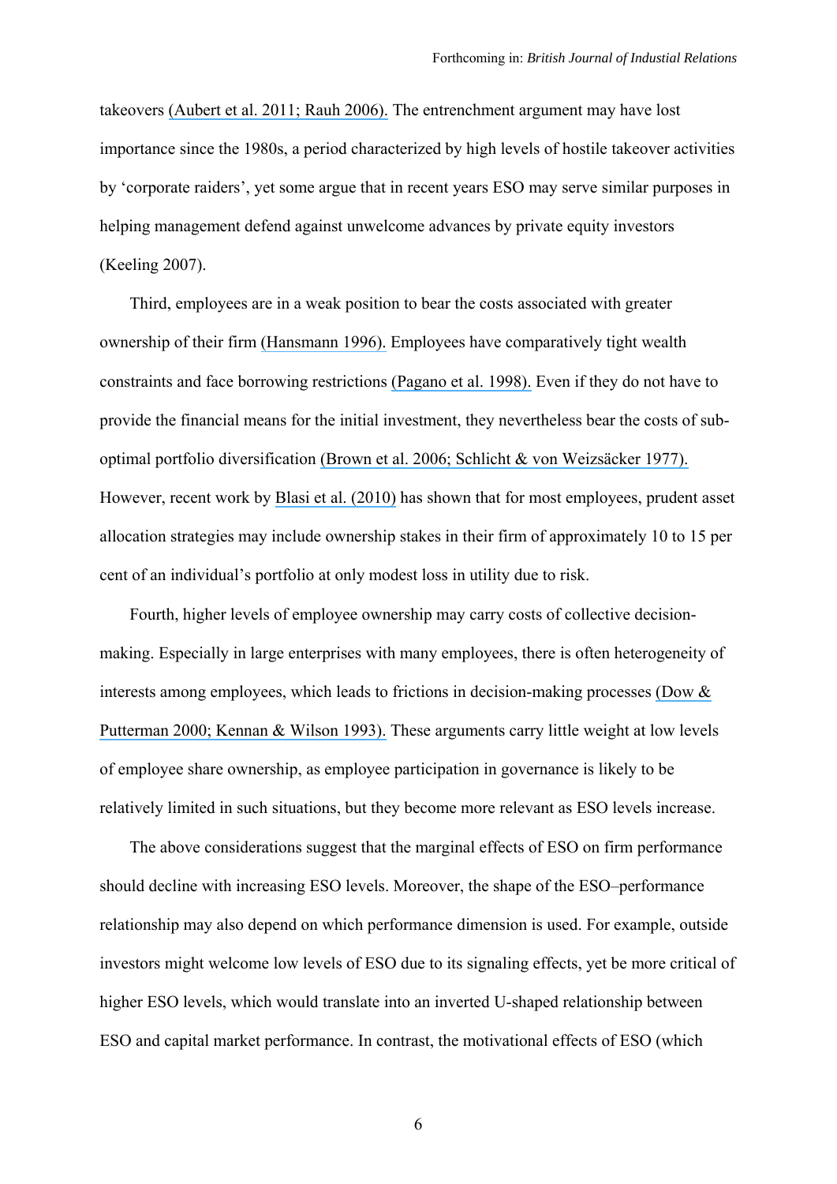takeovers (Aubert et al. 2011; Rauh 2006). The entrenchment argument may have lost importance since the 1980s, a period characterized by high levels of hostile takeover activities by 'corporate raiders', yet some argue that in recent years ESO may serve similar purposes in helping management defend against unwelcome advances by private equity investors (Keeling 2007).

Third, employees are in a weak position to bear the costs associated with greater ownership of their firm (Hansmann 1996). Employees have comparatively tight wealth constraints and face borrowing restrictions (Pagano et al. 1998). Even if they do not have to provide the financial means for the initial investment, they nevertheless bear the costs of sub-optimal portfolio diversification (Brown et al. 2006; Schlicht & von Weizsäcker 1977). However, recent work by Blasi et al. (2010) has shown that for most employees, prudent asset allocation strategies may include ownership stakes in their firm of approximately 10 to 15 per cent of an individual's portfolio at only modest loss in utility due to risk.

Fourth, higher levels of employee ownership may carry costs of collective decision-making. Especially in large enterprises with many employees, there is often heterogeneity of interests among employees, which leads to frictions in decision-making processes (Dow & Putterman 2000; Kennan & Wilson 1993). These arguments carry little weight at low levels of employee share ownership, as employee participation in governance is likely to be relatively limited in such situations, but they become more relevant as ESO levels increase.

The above considerations suggest that the marginal effects of ESO on firm performance should decline with increasing ESO levels. Moreover, the shape of the ESO–performance relationship may also depend on which performance dimension is used. For example, outside investors might welcome low levels of ESO due to its signaling effects, yet be more critical of higher ESO levels, which would translate into an inverted U-shaped relationship between ESO and capital market performance. In contrast, the motivational effects of ESO (which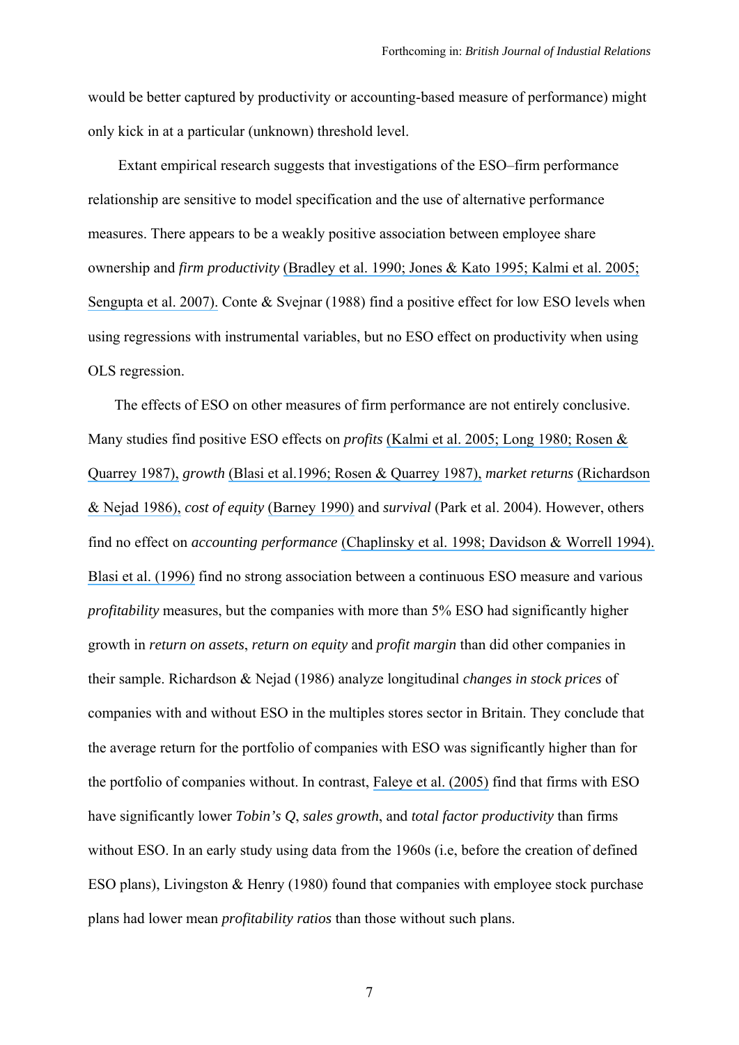would be better captured by productivity or accounting-based measure of performance) might only kick in at a particular (unknown) threshold level.

Extant empirical research suggests that investigations of the ESO–firm performance relationship are sensitive to model specification and the use of alternative performance measures. There appears to be a weakly positive association between employee share ownership and *firm productivity* (Bradley et al. 1990; Jones & Kato 1995; Kalmi et al. 2005; Sengupta et al. 2007). Conte & Svejnar (1988) find a positive effect for low ESO levels when using regressions with instrumental variables, but no ESO effect on productivity when using OLS regression.

The effects of ESO on other measures of firm performance are not entirely conclusive. Many studies find positive ESO effects on *profits* (Kalmi et al. 2005; Long 1980; Rosen & Quarrey 1987), *growth* (Blasi et al.1996; Rosen & Quarrey 1987), *market returns* (Richardson & Nejad 1986), *cost of equity* (Barney 1990) and *survival* (Park et al. 2004). However, others find no effect on *accounting performance* (Chaplinsky et al. 1998; Davidson & Worrell 1994). Blasi et al. (1996) find no strong association between a continuous ESO measure and various *profitability* measures, but the companies with more than 5% ESO had significantly higher growth in *return on assets*, *return on equity* and *profit margin* than did other companies in their sample. Richardson & Nejad (1986) analyze longitudinal *changes in stock prices* of companies with and without ESO in the multiples stores sector in Britain. They conclude that the average return for the portfolio of companies with ESO was significantly higher than for the portfolio of companies without. In contrast, Faleye et al. (2005) find that firms with ESO have significantly lower *Tobin's Q*, *sales growth*, and *total factor productivity* than firms without ESO. In an early study using data from the 1960s (i.e, before the creation of defined ESO plans), Livingston & Henry (1980) found that companies with employee stock purchase plans had lower mean *profitability ratios* than those without such plans.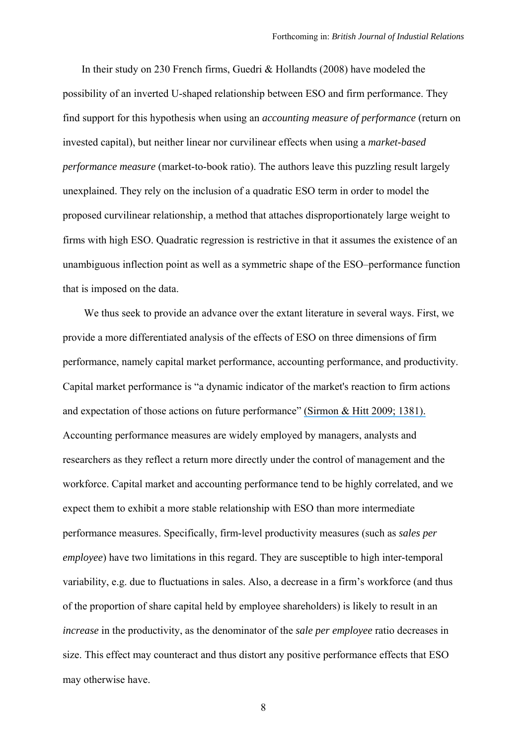In their study on 230 French firms, Guedri & Hollandts (2008) have modeled the possibility of an inverted U-shaped relationship between ESO and firm performance. They find support for this hypothesis when using an *accounting measure of performance* (return on invested capital), but neither linear nor curvilinear effects when using a *market-based performance measure* (market-to-book ratio). The authors leave this puzzling result largely unexplained. They rely on the inclusion of a quadratic ESO term in order to model the proposed curvilinear relationship, a method that attaches disproportionately large weight to firms with high ESO. Quadratic regression is restrictive in that it assumes the existence of an unambiguous inflection point as well as a symmetric shape of the ESO–performance function that is imposed on the data.

We thus seek to provide an advance over the extant literature in several ways. First, we provide a more differentiated analysis of the effects of ESO on three dimensions of firm performance, namely capital market performance, accounting performance, and productivity. Capital market performance is "a dynamic indicator of the market's reaction to firm actions and expectation of those actions on future performance" (Sirmon & Hitt 2009; 1381). Accounting performance measures are widely employed by managers, analysts and researchers as they reflect a return more directly under the control of management and the workforce. Capital market and accounting performance tend to be highly correlated, and we expect them to exhibit a more stable relationship with ESO than more intermediate performance measures. Specifically, firm-level productivity measures (such as *sales per employee*) have two limitations in this regard. They are susceptible to high inter-temporal variability, e.g. due to fluctuations in sales. Also, a decrease in a firm's workforce (and thus of the proportion of share capital held by employee shareholders) is likely to result in an *increase* in the productivity, as the denominator of the *sale per employee* ratio decreases in size. This effect may counteract and thus distort any positive performance effects that ESO may otherwise have.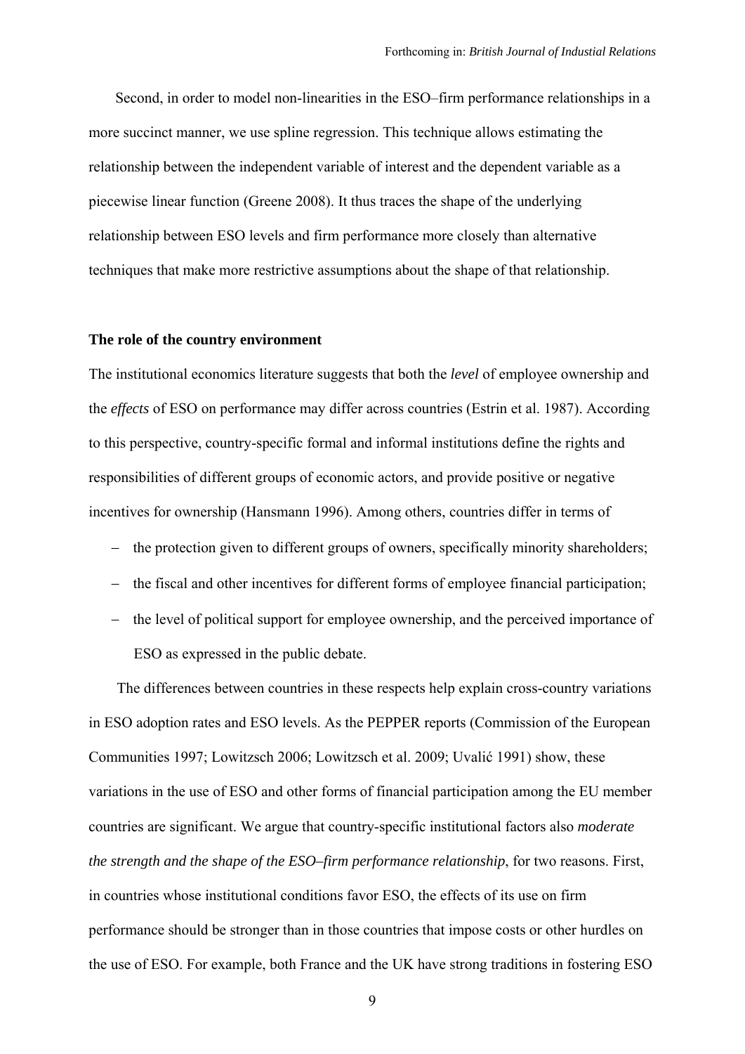Second, in order to model non-linearities in the ESO–firm performance relationships in a more succinct manner, we use spline regression. This technique allows estimating the relationship between the independent variable of interest and the dependent variable as a piecewise linear function (Greene 2008). It thus traces the shape of the underlying relationship between ESO levels and firm performance more closely than alternative techniques that make more restrictive assumptions about the shape of that relationship.

**The role of the country environment**

The institutional economics literature suggests that both the *level* of employee ownership and the *effects* of ESO on performance may differ across countries (Estrin et al. 1987). According to this perspective, country-specific formal and informal institutions define the rights and responsibilities of different groups of economic actors, and provide positive or negative incentives for ownership (Hansmann 1996). Among others, countries differ in terms of

- the protection given to different groups of owners, specifically minority shareholders;
- the fiscal and other incentives for different forms of employee financial participation;
- the level of political support for employee ownership, and the perceived importance of ESO as expressed in the public debate.

The differences between countries in these respects help explain cross-country variations in ESO adoption rates and ESO levels. As the PEPPER reports (Commission of the European Communities 1997; Lowitzsch 2006; Lowitzsch et al. 2009; Uvalić 1991) show, these variations in the use of ESO and other forms of financial participation among the EU member countries are significant. We argue that country-specific institutional factors also *moderate the strength and the shape of the ESO–firm performance relationship*, for two reasons. First, in countries whose institutional conditions favor ESO, the effects of its use on firm performance should be stronger than in those countries that impose costs or other hurdles on the use of ESO. For example, both France and the UK have strong traditions in fostering ESO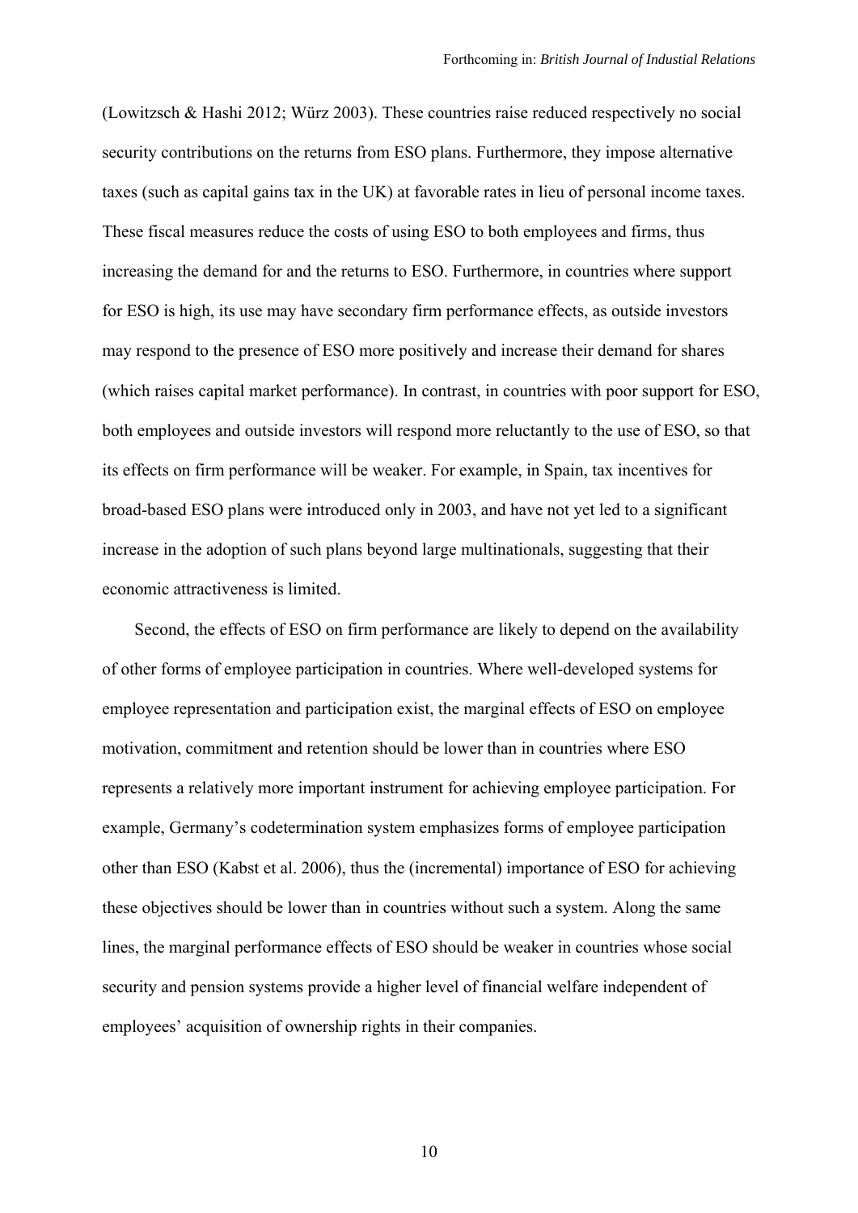(Lowitzsch & Hashi 2012; Würz 2003). These countries raise reduced respectively no social security contributions on the returns from ESO plans. Furthermore, they impose alternative taxes (such as capital gains tax in the UK) at favorable rates in lieu of personal income taxes. These fiscal measures reduce the costs of using ESO to both employees and firms, thus increasing the demand for and the returns to ESO. Furthermore, in countries where support for ESO is high, its use may have secondary firm performance effects, as outside investors may respond to the presence of ESO more positively and increase their demand for shares (which raises capital market performance). In contrast, in countries with poor support for ESO, both employees and outside investors will respond more reluctantly to the use of ESO, so that its effects on firm performance will be weaker. For example, in Spain, tax incentives for broad-based ESO plans were introduced only in 2003, and have not yet led to a significant increase in the adoption of such plans beyond large multinationals, suggesting that their economic attractiveness is limited.

Second, the effects of ESO on firm performance are likely to depend on the availability of other forms of employee participation in countries. Where well-developed systems for employee representation and participation exist, the marginal effects of ESO on employee motivation, commitment and retention should be lower than in countries where ESO represents a relatively more important instrument for achieving employee participation. For example, Germany's codetermination system emphasizes forms of employee participation other than ESO (Kabst et al. 2006), thus the (incremental) importance of ESO for achieving these objectives should be lower than in countries without such a system. Along the same lines, the marginal performance effects of ESO should be weaker in countries whose social security and pension systems provide a higher level of financial welfare independent of employees' acquisition of ownership rights in their companies.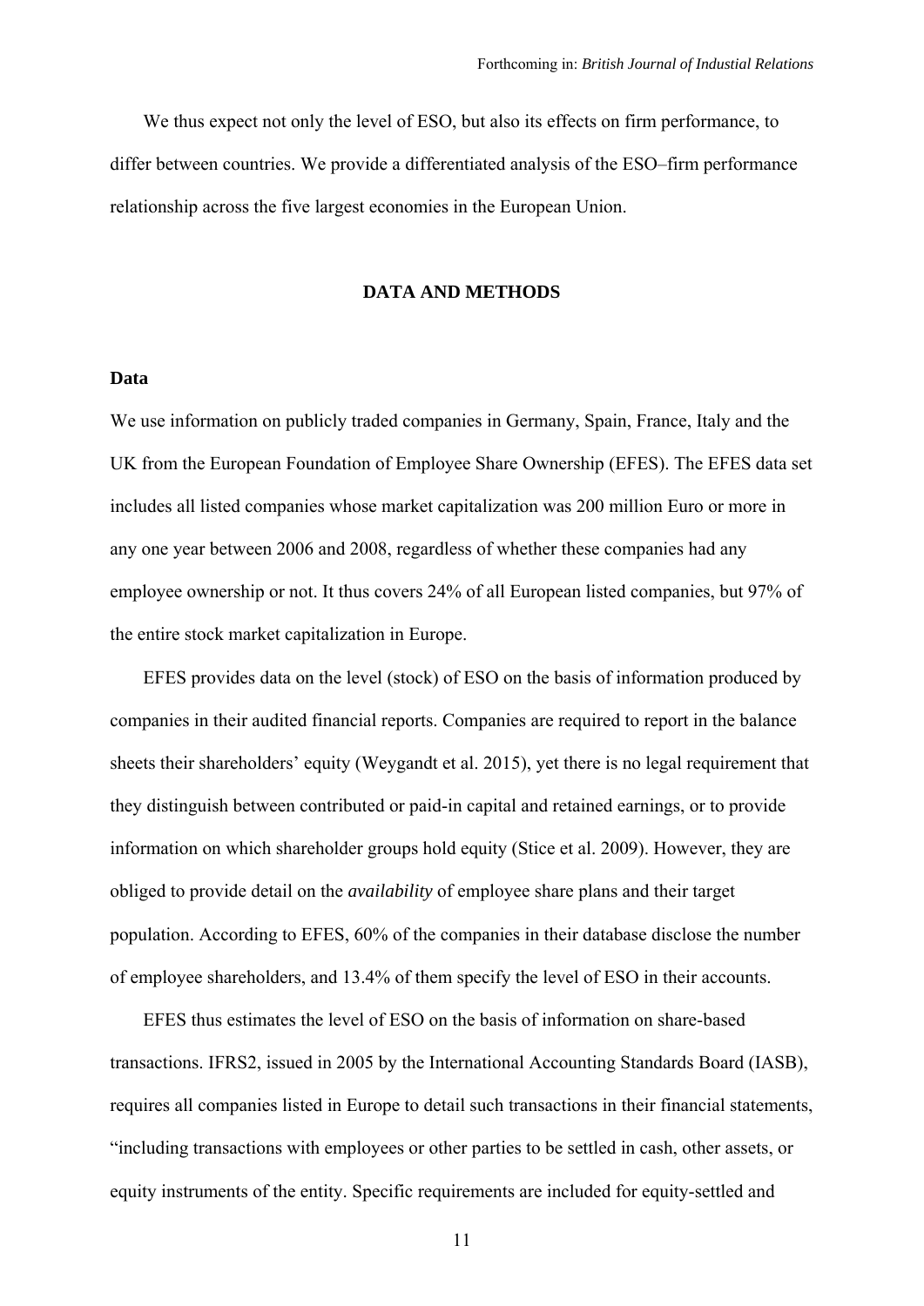We thus expect not only the level of ESO, but also its effects on firm performance, to differ between countries. We provide a differentiated analysis of the ESO–firm performance relationship across the five largest economies in the European Union.

## DATA AND METHODS

### Data

We use information on publicly traded companies in Germany, Spain, France, Italy and the UK from the European Foundation of Employee Share Ownership (EFES). The EFES data set includes all listed companies whose market capitalization was 200 million Euro or more in any one year between 2006 and 2008, regardless of whether these companies had any employee ownership or not. It thus covers 24% of all European listed companies, but 97% of the entire stock market capitalization in Europe.

EFES provides data on the level (stock) of ESO on the basis of information produced by companies in their audited financial reports. Companies are required to report in the balance sheets their shareholders' equity (Weygandt et al. 2015), yet there is no legal requirement that they distinguish between contributed or paid-in capital and retained earnings, or to provide information on which shareholder groups hold equity (Stice et al. 2009). However, they are obliged to provide detail on the *availability* of employee share plans and their target population. According to EFES, 60% of the companies in their database disclose the number of employee shareholders, and 13.4% of them specify the level of ESO in their accounts.

EFES thus estimates the level of ESO on the basis of information on share-based transactions. IFRS2, issued in 2005 by the International Accounting Standards Board (IASB), requires all companies listed in Europe to detail such transactions in their financial statements, "including transactions with employees or other parties to be settled in cash, other assets, or equity instruments of the entity. Specific requirements are included for equity-settled and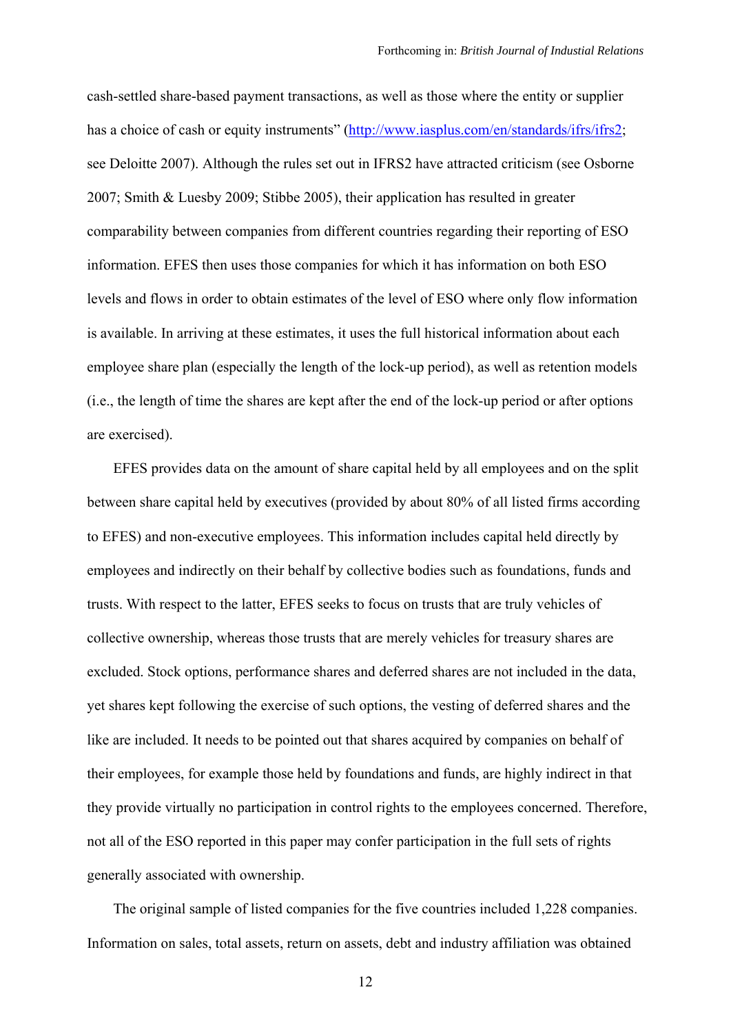cash-settled share-based payment transactions, as well as those where the entity or supplier has a choice of cash or equity instruments" (http://www.iasplus.com/en/standards/ifrs/ifrs2; see Deloitte 2007). Although the rules set out in IFRS2 have attracted criticism (see Osborne 2007; Smith & Luesby 2009; Stibbe 2005), their application has resulted in greater comparability between companies from different countries regarding their reporting of ESO information. EFES then uses those companies for which it has information on both ESO levels and flows in order to obtain estimates of the level of ESO where only flow information is available. In arriving at these estimates, it uses the full historical information about each employee share plan (especially the length of the lock-up period), as well as retention models (i.e., the length of time the shares are kept after the end of the lock-up period or after options are exercised).

EFES provides data on the amount of share capital held by all employees and on the split between share capital held by executives (provided by about 80% of all listed firms according to EFES) and non-executive employees. This information includes capital held directly by employees and indirectly on their behalf by collective bodies such as foundations, funds and trusts. With respect to the latter, EFES seeks to focus on trusts that are truly vehicles of collective ownership, whereas those trusts that are merely vehicles for treasury shares are excluded. Stock options, performance shares and deferred shares are not included in the data, yet shares kept following the exercise of such options, the vesting of deferred shares and the like are included. It needs to be pointed out that shares acquired by companies on behalf of their employees, for example those held by foundations and funds, are highly indirect in that they provide virtually no participation in control rights to the employees concerned. Therefore, not all of the ESO reported in this paper may confer participation in the full sets of rights generally associated with ownership.

The original sample of listed companies for the five countries included 1,228 companies. Information on sales, total assets, return on assets, debt and industry affiliation was obtained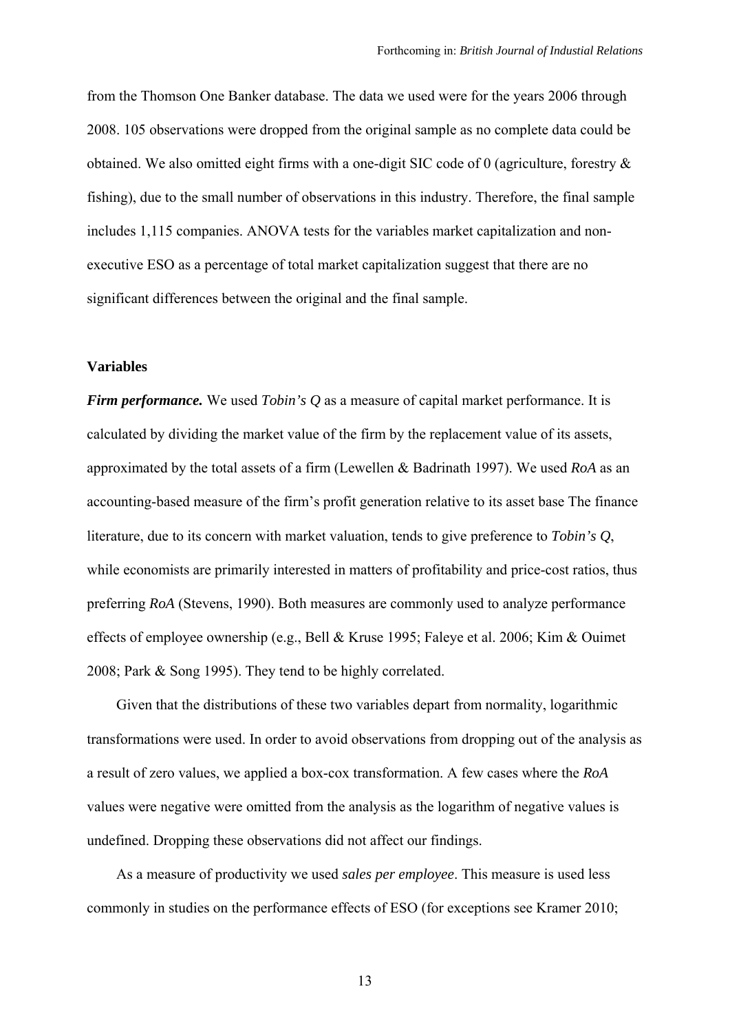from the Thomson One Banker database. The data we used were for the years 2006 through 2008. 105 observations were dropped from the original sample as no complete data could be obtained. We also omitted eight firms with a one-digit SIC code of 0 (agriculture, forestry & fishing), due to the small number of observations in this industry. Therefore, the final sample includes 1,115 companies. ANOVA tests for the variables market capitalization and non-executive ESO as a percentage of total market capitalization suggest that there are no significant differences between the original and the final sample.

### Variables

***Firm performance.*** We used *Tobin's Q* as a measure of capital market performance. It is calculated by dividing the market value of the firm by the replacement value of its assets, approximated by the total assets of a firm (Lewellen & Badrinath 1997). We used *RoA* as an accounting-based measure of the firm's profit generation relative to its asset base The finance literature, due to its concern with market valuation, tends to give preference to *Tobin's Q*, while economists are primarily interested in matters of profitability and price-cost ratios, thus preferring *RoA* (Stevens, 1990). Both measures are commonly used to analyze performance effects of employee ownership (e.g., Bell & Kruse 1995; Faleye et al. 2006; Kim & Ouimet 2008; Park & Song 1995). They tend to be highly correlated.

Given that the distributions of these two variables depart from normality, logarithmic transformations were used. In order to avoid observations from dropping out of the analysis as a result of zero values, we applied a box-cox transformation. A few cases where the *RoA* values were negative were omitted from the analysis as the logarithm of negative values is undefined. Dropping these observations did not affect our findings.

As a measure of productivity we used *sales per employee*. This measure is used less commonly in studies on the performance effects of ESO (for exceptions see Kramer 2010;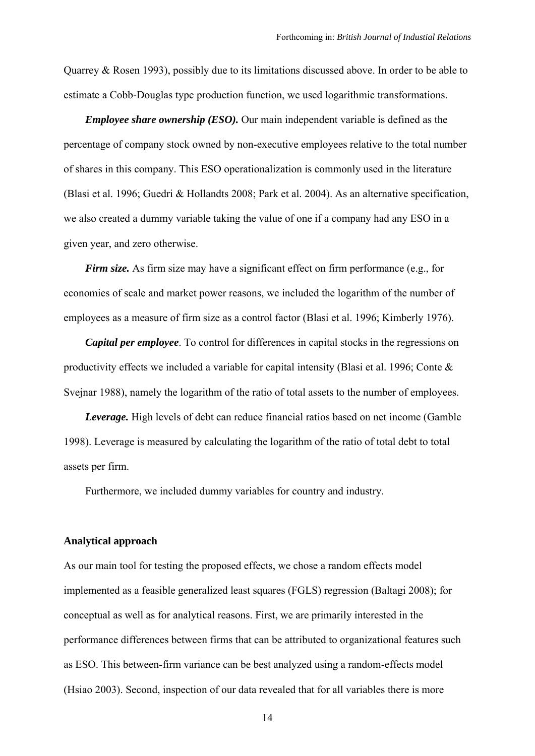Quarrey & Rosen 1993), possibly due to its limitations discussed above. In order to be able to estimate a Cobb-Douglas type production function, we used logarithmic transformations.

***Employee share ownership (ESO).*** Our main independent variable is defined as the percentage of company stock owned by non-executive employees relative to the total number of shares in this company. This ESO operationalization is commonly used in the literature (Blasi et al. 1996; Guedri & Hollandts 2008; Park et al. 2004). As an alternative specification, we also created a dummy variable taking the value of one if a company had any ESO in a given year, and zero otherwise.

***Firm size.*** As firm size may have a significant effect on firm performance (e.g., for economies of scale and market power reasons, we included the logarithm of the number of employees as a measure of firm size as a control factor (Blasi et al. 1996; Kimberly 1976).

***Capital per employee***. To control for differences in capital stocks in the regressions on productivity effects we included a variable for capital intensity (Blasi et al. 1996; Conte & Svejnar 1988), namely the logarithm of the ratio of total assets to the number of employees.

***Leverage.*** High levels of debt can reduce financial ratios based on net income (Gamble 1998). Leverage is measured by calculating the logarithm of the ratio of total debt to total assets per firm.

Furthermore, we included dummy variables for country and industry.

### Analytical approach

As our main tool for testing the proposed effects, we chose a random effects model implemented as a feasible generalized least squares (FGLS) regression (Baltagi 2008); for conceptual as well as for analytical reasons. First, we are primarily interested in the performance differences between firms that can be attributed to organizational features such as ESO. This between-firm variance can be best analyzed using a random-effects model (Hsiao 2003). Second, inspection of our data revealed that for all variables there is more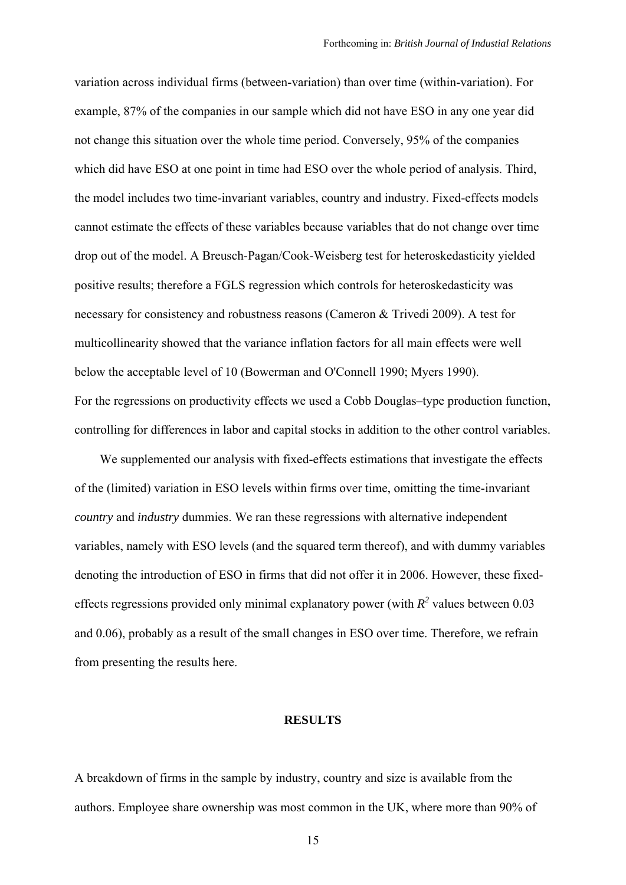variation across individual firms (between-variation) than over time (within-variation). For example, 87% of the companies in our sample which did not have ESO in any one year did not change this situation over the whole time period. Conversely, 95% of the companies which did have ESO at one point in time had ESO over the whole period of analysis. Third, the model includes two time-invariant variables, country and industry. Fixed-effects models cannot estimate the effects of these variables because variables that do not change over time drop out of the model. A Breusch-Pagan/Cook-Weisberg test for heteroskedasticity yielded positive results; therefore a FGLS regression which controls for heteroskedasticity was necessary for consistency and robustness reasons (Cameron & Trivedi 2009). A test for multicollinearity showed that the variance inflation factors for all main effects were well below the acceptable level of 10 (Bowerman and O'Connell 1990; Myers 1990).
For the regressions on productivity effects we used a Cobb Douglas–type production function, controlling for differences in labor and capital stocks in addition to the other control variables.

We supplemented our analysis with fixed-effects estimations that investigate the effects of the (limited) variation in ESO levels within firms over time, omitting the time-invariant *country* and *industry* dummies. We ran these regressions with alternative independent variables, namely with ESO levels (and the squared term thereof), and with dummy variables denoting the introduction of ESO in firms that did not offer it in 2006. However, these fixed-effects regressions provided only minimal explanatory power (with $R^2$ values between 0.03 and 0.06), probably as a result of the small changes in ESO over time. Therefore, we refrain from presenting the results here.

## RESULTS

A breakdown of firms in the sample by industry, country and size is available from the authors. Employee share ownership was most common in the UK, where more than 90% of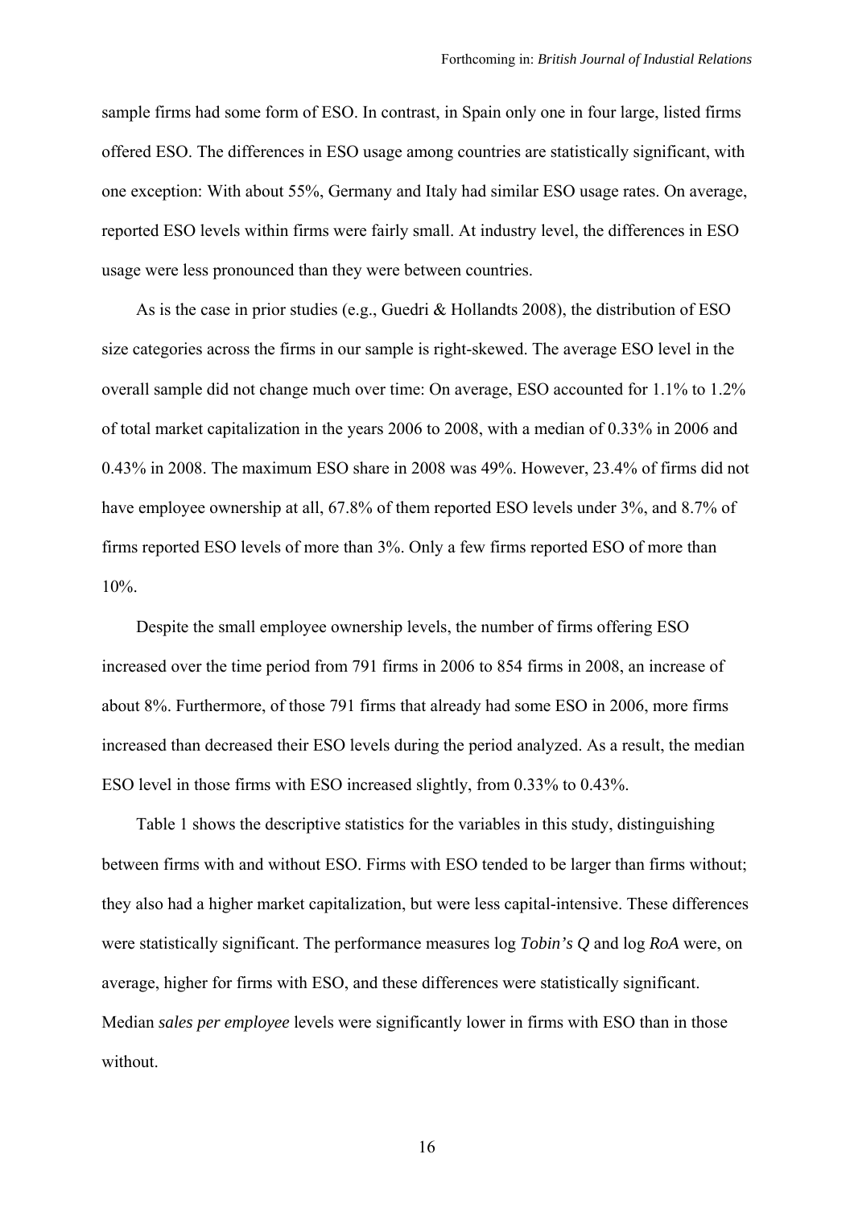sample firms had some form of ESO. In contrast, in Spain only one in four large, listed firms offered ESO. The differences in ESO usage among countries are statistically significant, with one exception: With about 55%, Germany and Italy had similar ESO usage rates. On average, reported ESO levels within firms were fairly small. At industry level, the differences in ESO usage were less pronounced than they were between countries.

As is the case in prior studies (e.g., Guedri & Hollandts 2008), the distribution of ESO size categories across the firms in our sample is right-skewed. The average ESO level in the overall sample did not change much over time: On average, ESO accounted for 1.1% to 1.2% of total market capitalization in the years 2006 to 2008, with a median of 0.33% in 2006 and 0.43% in 2008. The maximum ESO share in 2008 was 49%. However, 23.4% of firms did not have employee ownership at all, 67.8% of them reported ESO levels under 3%, and 8.7% of firms reported ESO levels of more than 3%. Only a few firms reported ESO of more than 10%.

Despite the small employee ownership levels, the number of firms offering ESO increased over the time period from 791 firms in 2006 to 854 firms in 2008, an increase of about 8%. Furthermore, of those 791 firms that already had some ESO in 2006, more firms increased than decreased their ESO levels during the period analyzed. As a result, the median ESO level in those firms with ESO increased slightly, from 0.33% to 0.43%.

Table 1 shows the descriptive statistics for the variables in this study, distinguishing between firms with and without ESO. Firms with ESO tended to be larger than firms without; they also had a higher market capitalization, but were less capital-intensive. These differences were statistically significant. The performance measures log ***Tobin's Q*** and log ***RoA*** were, on average, higher for firms with ESO, and these differences were statistically significant. Median *sales per employee* levels were significantly lower in firms with ESO than in those without.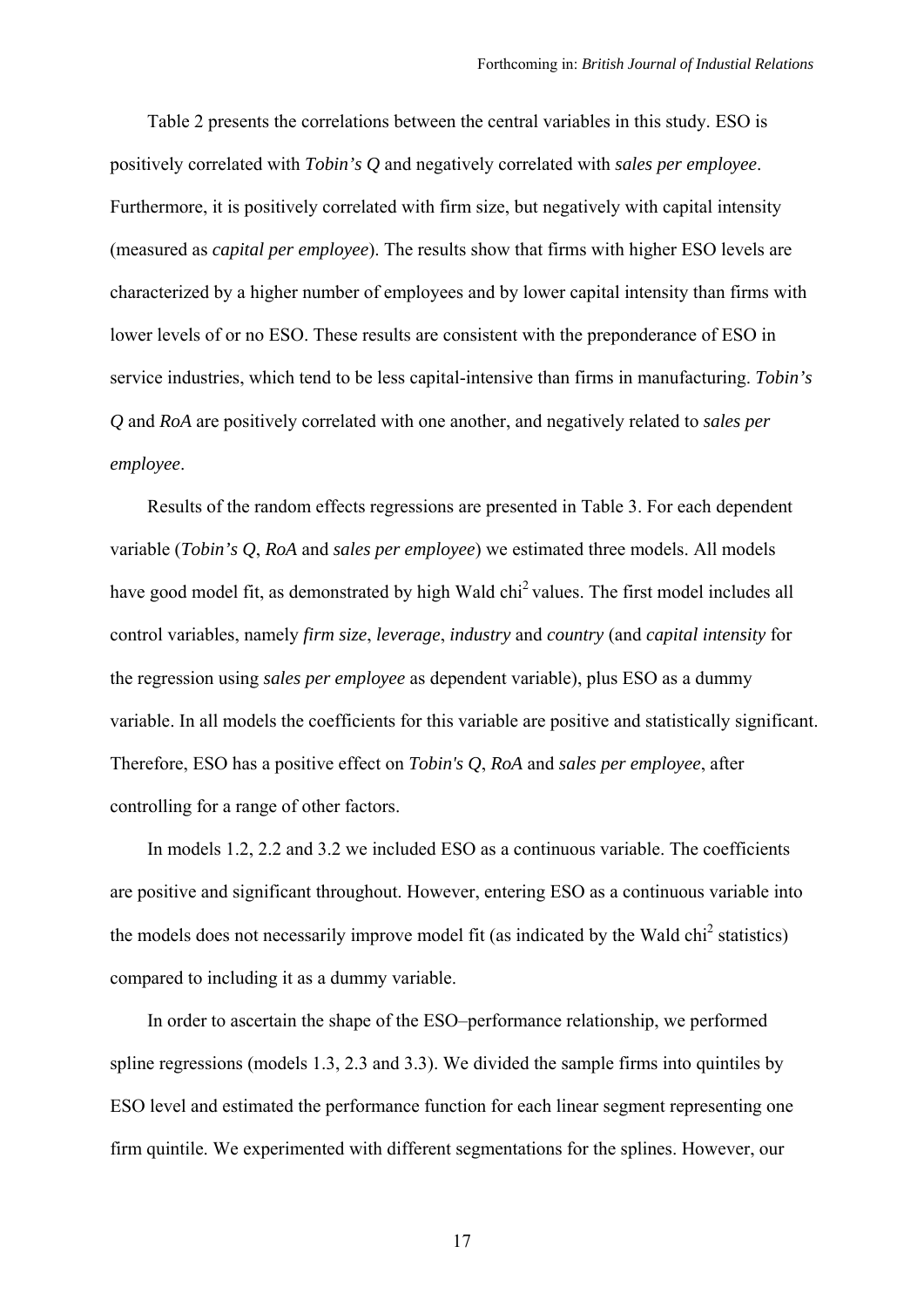Table 2 presents the correlations between the central variables in this study. ESO is positively correlated with *Tobin's Q* and negatively correlated with *sales per employee*. Furthermore, it is positively correlated with firm size, but negatively with capital intensity (measured as *capital per employee*). The results show that firms with higher ESO levels are characterized by a higher number of employees and by lower capital intensity than firms with lower levels of or no ESO. These results are consistent with the preponderance of ESO in service industries, which tend to be less capital-intensive than firms in manufacturing. *Tobin's Q* and *RoA* are positively correlated with one another, and negatively related to *sales per employee*.

Results of the random effects regressions are presented in Table 3. For each dependent variable (*Tobin's Q*, *RoA* and *sales per employee*) we estimated three models. All models have good model fit, as demonstrated by high Wald chi$^2$ values. The first model includes all control variables, namely *firm size*, *leverage*, *industry* and *country* (and *capital intensity* for the regression using *sales per employee* as dependent variable), plus ESO as a dummy variable. In all models the coefficients for this variable are positive and statistically significant. Therefore, ESO has a positive effect on *Tobin's Q*, *RoA* and *sales per employee*, after controlling for a range of other factors.

In models 1.2, 2.2 and 3.2 we included ESO as a continuous variable. The coefficients are positive and significant throughout. However, entering ESO as a continuous variable into the models does not necessarily improve model fit (as indicated by the Wald chi$^2$ statistics) compared to including it as a dummy variable.

In order to ascertain the shape of the ESO–performance relationship, we performed spline regressions (models 1.3, 2.3 and 3.3). We divided the sample firms into quintiles by ESO level and estimated the performance function for each linear segment representing one firm quintile. We experimented with different segmentations for the splines. However, our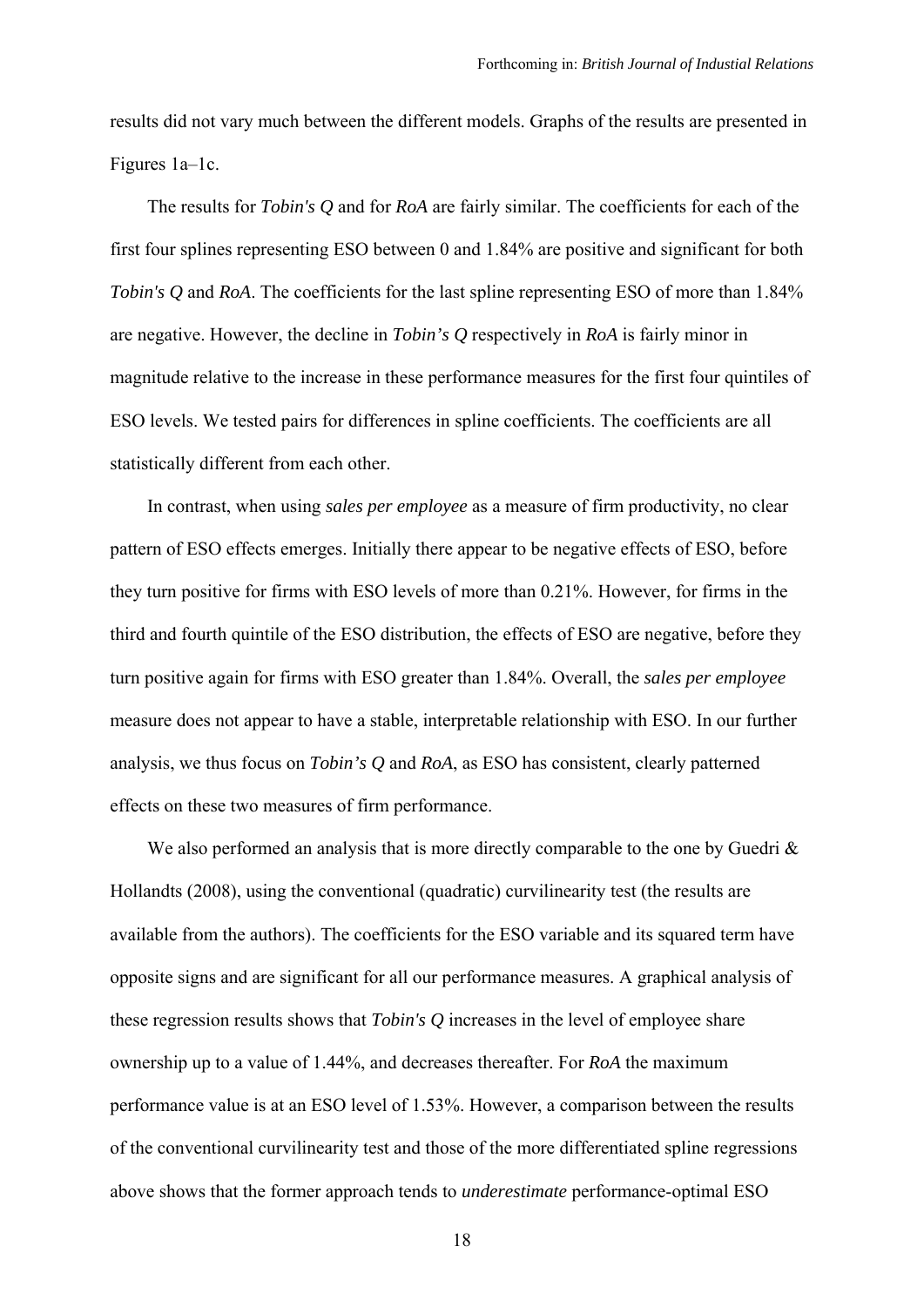results did not vary much between the different models. Graphs of the results are presented in Figures 1a–1c.

The results for *Tobin's Q* and for *RoA* are fairly similar. The coefficients for each of the first four splines representing ESO between 0 and 1.84% are positive and significant for both *Tobin's Q* and *RoA*. The coefficients for the last spline representing ESO of more than 1.84% are negative. However, the decline in *Tobin's Q* respectively in *RoA* is fairly minor in magnitude relative to the increase in these performance measures for the first four quintiles of ESO levels. We tested pairs for differences in spline coefficients. The coefficients are all statistically different from each other.

In contrast, when using *sales per employee* as a measure of firm productivity, no clear pattern of ESO effects emerges. Initially there appear to be negative effects of ESO, before they turn positive for firms with ESO levels of more than 0.21%. However, for firms in the third and fourth quintile of the ESO distribution, the effects of ESO are negative, before they turn positive again for firms with ESO greater than 1.84%. Overall, the *sales per employee* measure does not appear to have a stable, interpretable relationship with ESO. In our further analysis, we thus focus on *Tobin's Q* and *RoA*, as ESO has consistent, clearly patterned effects on these two measures of firm performance.

We also performed an analysis that is more directly comparable to the one by Guedri & Hollandts (2008), using the conventional (quadratic) curvilinearity test (the results are available from the authors). The coefficients for the ESO variable and its squared term have opposite signs and are significant for all our performance measures. A graphical analysis of these regression results shows that *Tobin's Q* increases in the level of employee share ownership up to a value of 1.44%, and decreases thereafter. For *RoA* the maximum performance value is at an ESO level of 1.53%. However, a comparison between the results of the conventional curvilinearity test and those of the more differentiated spline regressions above shows that the former approach tends to *underestimate* performance-optimal ESO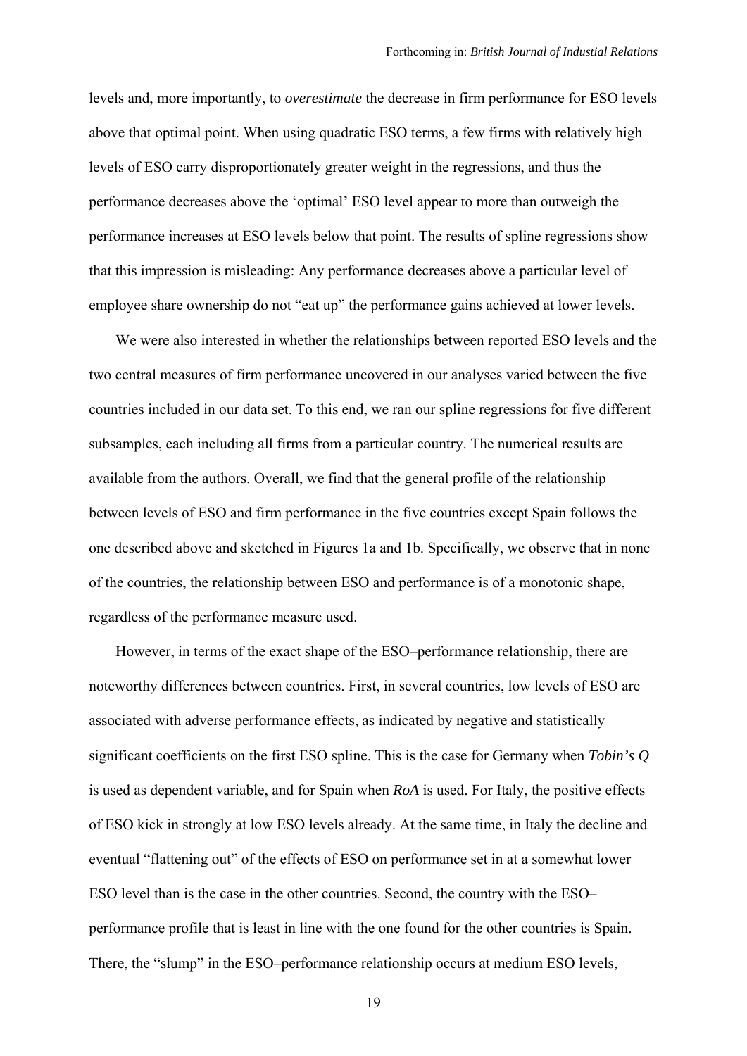levels and, more importantly, to *overestimate* the decrease in firm performance for ESO levels above that optimal point. When using quadratic ESO terms, a few firms with relatively high levels of ESO carry disproportionately greater weight in the regressions, and thus the performance decreases above the 'optimal' ESO level appear to more than outweigh the performance increases at ESO levels below that point. The results of spline regressions show that this impression is misleading: Any performance decreases above a particular level of employee share ownership do not "eat up" the performance gains achieved at lower levels.

We were also interested in whether the relationships between reported ESO levels and the two central measures of firm performance uncovered in our analyses varied between the five countries included in our data set. To this end, we ran our spline regressions for five different subsamples, each including all firms from a particular country. The numerical results are available from the authors. Overall, we find that the general profile of the relationship between levels of ESO and firm performance in the five countries except Spain follows the one described above and sketched in Figures 1a and 1b. Specifically, we observe that in none of the countries, the relationship between ESO and performance is of a monotonic shape, regardless of the performance measure used.

However, in terms of the exact shape of the ESO–performance relationship, there are noteworthy differences between countries. First, in several countries, low levels of ESO are associated with adverse performance effects, as indicated by negative and statistically significant coefficients on the first ESO spline. This is the case for Germany when ***Tobin's Q*** is used as dependent variable, and for Spain when ***RoA*** is used. For Italy, the positive effects of ESO kick in strongly at low ESO levels already. At the same time, in Italy the decline and eventual "flattening out" of the effects of ESO on performance set in at a somewhat lower ESO level than is the case in the other countries. Second, the country with the ESO–performance profile that is least in line with the one found for the other countries is Spain. There, the "slump" in the ESO–performance relationship occurs at medium ESO levels,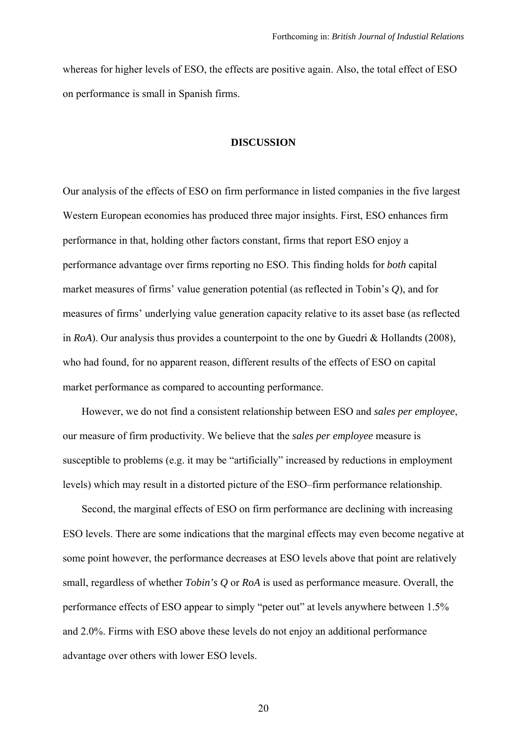whereas for higher levels of ESO, the effects are positive again. Also, the total effect of ESO on performance is small in Spanish firms.

## DISCUSSION

Our analysis of the effects of ESO on firm performance in listed companies in the five largest Western European economies has produced three major insights. First, ESO enhances firm performance in that, holding other factors constant, firms that report ESO enjoy a performance advantage over firms reporting no ESO. This finding holds for *both* capital market measures of firms' value generation potential (as reflected in Tobin's *Q*), and for measures of firms' underlying value generation capacity relative to its asset base (as reflected in *RoA*). Our analysis thus provides a counterpoint to the one by Guedri & Hollandts (2008), who had found, for no apparent reason, different results of the effects of ESO on capital market performance as compared to accounting performance.

However, we do not find a consistent relationship between ESO and *sales per employee*, our measure of firm productivity. We believe that the *sales per employee* measure is susceptible to problems (e.g. it may be "artificially" increased by reductions in employment levels) which may result in a distorted picture of the ESO–firm performance relationship.

Second, the marginal effects of ESO on firm performance are declining with increasing ESO levels. There are some indications that the marginal effects may even become negative at some point however, the performance decreases at ESO levels above that point are relatively small, regardless of whether *Tobin's Q* or *RoA* is used as performance measure. Overall, the performance effects of ESO appear to simply "peter out" at levels anywhere between 1.5% and 2.0%. Firms with ESO above these levels do not enjoy an additional performance advantage over others with lower ESO levels.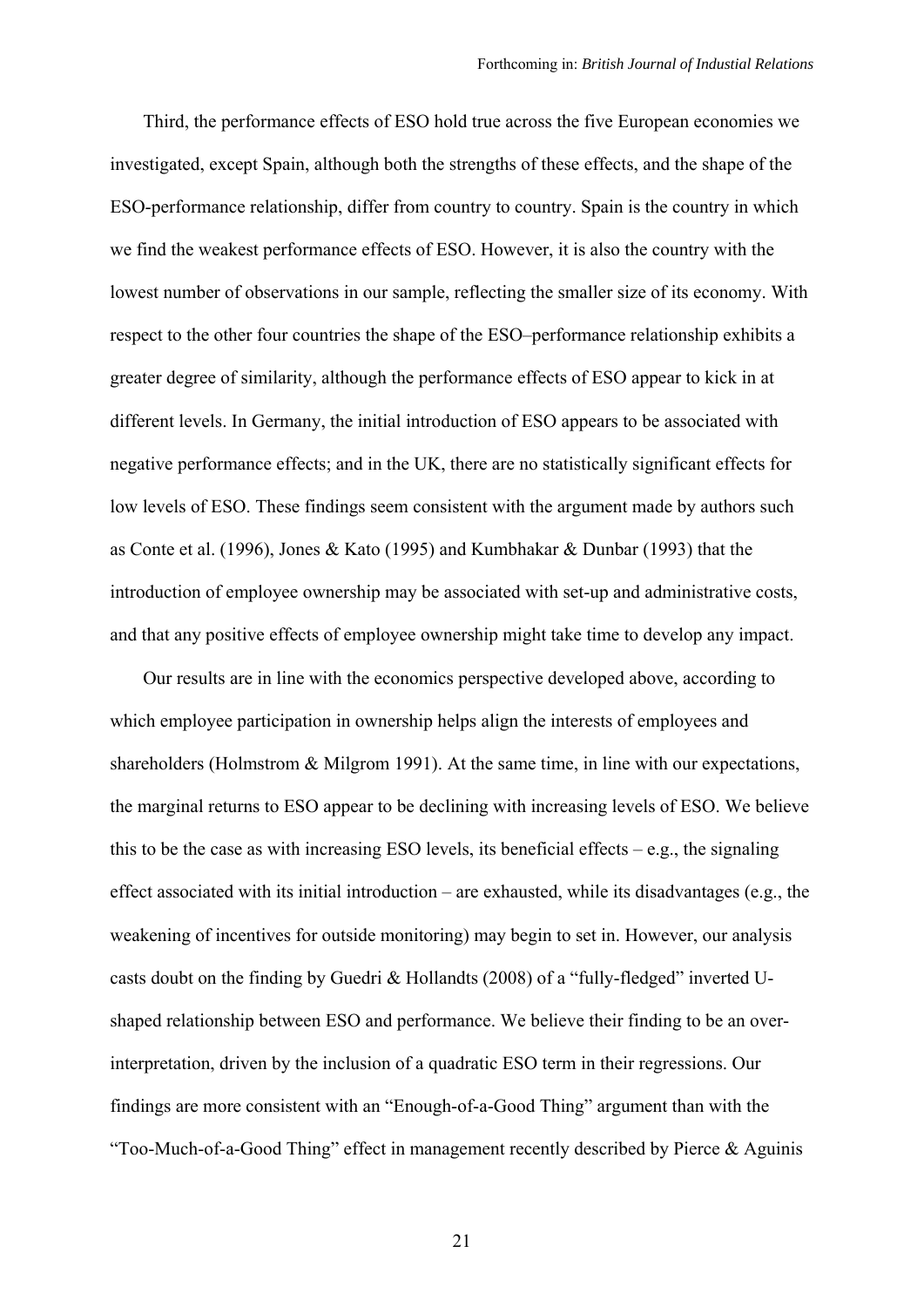Third, the performance effects of ESO hold true across the five European economies we investigated, except Spain, although both the strengths of these effects, and the shape of the ESO-performance relationship, differ from country to country. Spain is the country in which we find the weakest performance effects of ESO. However, it is also the country with the lowest number of observations in our sample, reflecting the smaller size of its economy. With respect to the other four countries the shape of the ESO–performance relationship exhibits a greater degree of similarity, although the performance effects of ESO appear to kick in at different levels. In Germany, the initial introduction of ESO appears to be associated with negative performance effects; and in the UK, there are no statistically significant effects for low levels of ESO. These findings seem consistent with the argument made by authors such as Conte et al. (1996), Jones & Kato (1995) and Kumbhakar & Dunbar (1993) that the introduction of employee ownership may be associated with set-up and administrative costs, and that any positive effects of employee ownership might take time to develop any impact.

Our results are in line with the economics perspective developed above, according to which employee participation in ownership helps align the interests of employees and shareholders (Holmstrom & Milgrom 1991). At the same time, in line with our expectations, the marginal returns to ESO appear to be declining with increasing levels of ESO. We believe this to be the case as with increasing ESO levels, its beneficial effects – e.g., the signaling effect associated with its initial introduction – are exhausted, while its disadvantages (e.g., the weakening of incentives for outside monitoring) may begin to set in. However, our analysis casts doubt on the finding by Guedri & Hollandts (2008) of a "fully-fledged" inverted U-shaped relationship between ESO and performance. We believe their finding to be an over-interpretation, driven by the inclusion of a quadratic ESO term in their regressions. Our findings are more consistent with an "Enough-of-a-Good Thing" argument than with the "Too-Much-of-a-Good Thing" effect in management recently described by Pierce & Aguinis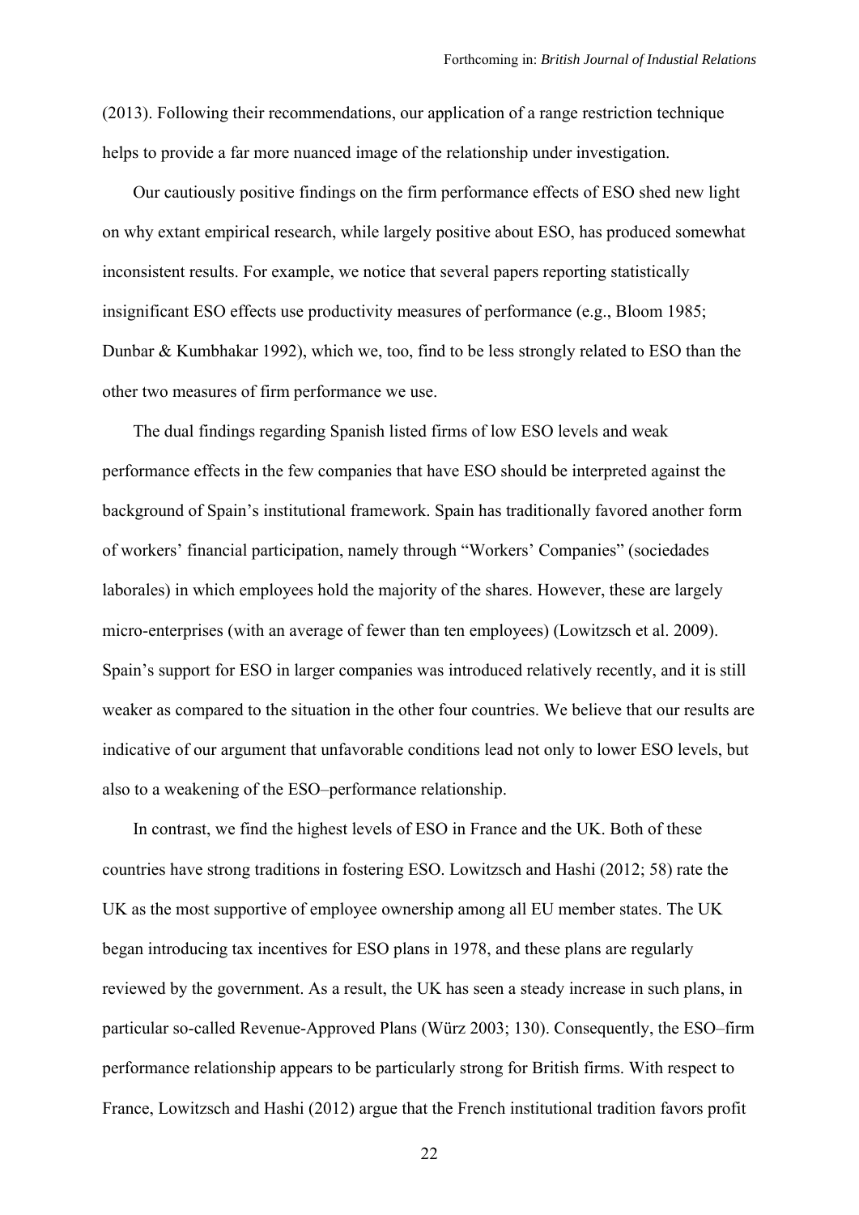(2013). Following their recommendations, our application of a range restriction technique helps to provide a far more nuanced image of the relationship under investigation.

Our cautiously positive findings on the firm performance effects of ESO shed new light on why extant empirical research, while largely positive about ESO, has produced somewhat inconsistent results. For example, we notice that several papers reporting statistically insignificant ESO effects use productivity measures of performance (e.g., Bloom 1985; Dunbar & Kumbhakar 1992), which we, too, find to be less strongly related to ESO than the other two measures of firm performance we use.

The dual findings regarding Spanish listed firms of low ESO levels and weak performance effects in the few companies that have ESO should be interpreted against the background of Spain's institutional framework. Spain has traditionally favored another form of workers' financial participation, namely through "Workers' Companies" (sociedades laborales) in which employees hold the majority of the shares. However, these are largely micro-enterprises (with an average of fewer than ten employees) (Lowitzsch et al. 2009). Spain's support for ESO in larger companies was introduced relatively recently, and it is still weaker as compared to the situation in the other four countries. We believe that our results are indicative of our argument that unfavorable conditions lead not only to lower ESO levels, but also to a weakening of the ESO–performance relationship.

In contrast, we find the highest levels of ESO in France and the UK. Both of these countries have strong traditions in fostering ESO. Lowitzsch and Hashi (2012; 58) rate the UK as the most supportive of employee ownership among all EU member states. The UK began introducing tax incentives for ESO plans in 1978, and these plans are regularly reviewed by the government. As a result, the UK has seen a steady increase in such plans, in particular so-called Revenue-Approved Plans (Würz 2003; 130). Consequently, the ESO–firm performance relationship appears to be particularly strong for British firms. With respect to France, Lowitzsch and Hashi (2012) argue that the French institutional tradition favors profit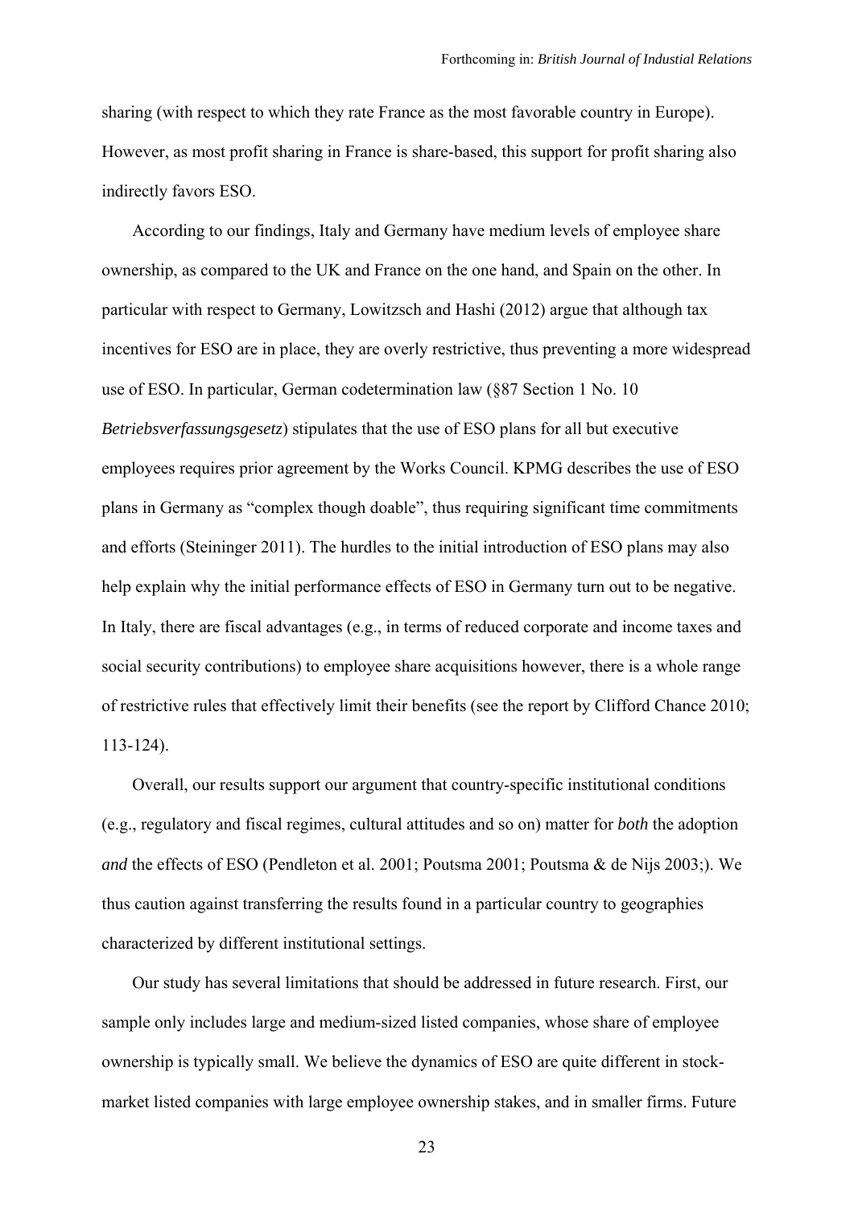sharing (with respect to which they rate France as the most favorable country in Europe). However, as most profit sharing in France is share-based, this support for profit sharing also indirectly favors ESO.

According to our findings, Italy and Germany have medium levels of employee share ownership, as compared to the UK and France on the one hand, and Spain on the other. In particular with respect to Germany, Lowitzsch and Hashi (2012) argue that although tax incentives for ESO are in place, they are overly restrictive, thus preventing a more widespread use of ESO. In particular, German codetermination law (§87 Section 1 No. 10 *Betriebsverfassungsgesetz*) stipulates that the use of ESO plans for all but executive employees requires prior agreement by the Works Council. KPMG describes the use of ESO plans in Germany as "complex though doable", thus requiring significant time commitments and efforts (Steininger 2011). The hurdles to the initial introduction of ESO plans may also help explain why the initial performance effects of ESO in Germany turn out to be negative. In Italy, there are fiscal advantages (e.g., in terms of reduced corporate and income taxes and social security contributions) to employee share acquisitions however, there is a whole range of restrictive rules that effectively limit their benefits (see the report by Clifford Chance 2010; 113-124).

Overall, our results support our argument that country-specific institutional conditions (e.g., regulatory and fiscal regimes, cultural attitudes and so on) matter for *both* the adoption *and* the effects of ESO (Pendleton et al. 2001; Poutsma 2001; Poutsma & de Nijs 2003;). We thus caution against transferring the results found in a particular country to geographies characterized by different institutional settings.

Our study has several limitations that should be addressed in future research. First, our sample only includes large and medium-sized listed companies, whose share of employee ownership is typically small. We believe the dynamics of ESO are quite different in stock-market listed companies with large employee ownership stakes, and in smaller firms. Future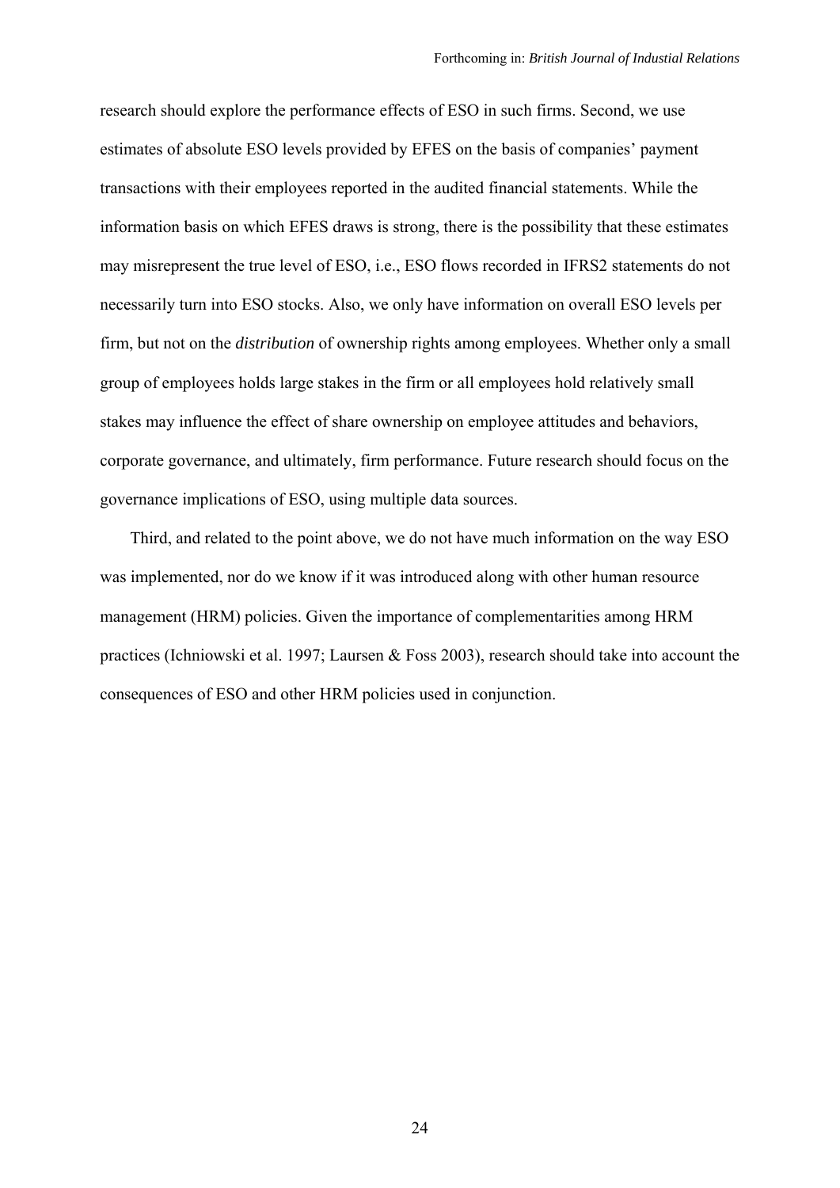research should explore the performance effects of ESO in such firms. Second, we use estimates of absolute ESO levels provided by EFES on the basis of companies' payment transactions with their employees reported in the audited financial statements. While the information basis on which EFES draws is strong, there is the possibility that these estimates may misrepresent the true level of ESO, i.e., ESO flows recorded in IFRS2 statements do not necessarily turn into ESO stocks. Also, we only have information on overall ESO levels per firm, but not on the *distribution* of ownership rights among employees. Whether only a small group of employees holds large stakes in the firm or all employees hold relatively small stakes may influence the effect of share ownership on employee attitudes and behaviors, corporate governance, and ultimately, firm performance. Future research should focus on the governance implications of ESO, using multiple data sources.

Third, and related to the point above, we do not have much information on the way ESO was implemented, nor do we know if it was introduced along with other human resource management (HRM) policies. Given the importance of complementarities among HRM practices (Ichniowski et al. 1997; Laursen & Foss 2003), research should take into account the consequences of ESO and other HRM policies used in conjunction.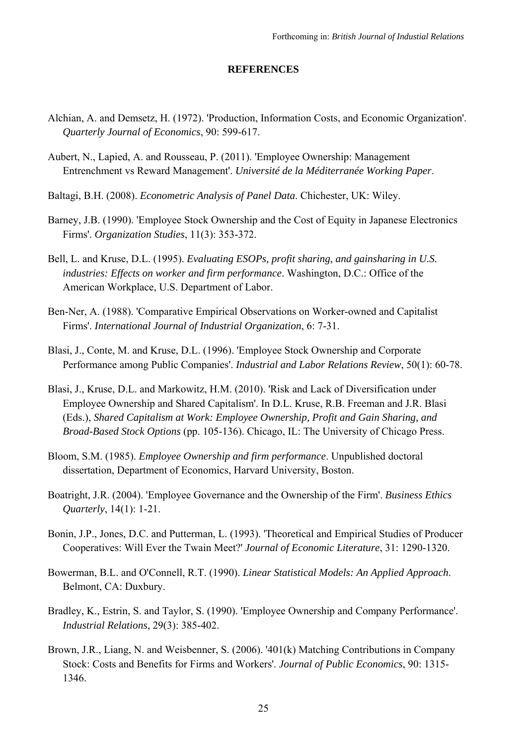**REFERENCES**

Alchian, A. and Demsetz, H. (1972). 'Production, Information Costs, and Economic Organization'. *Quarterly Journal of Economics*, 90: 599-617.

Aubert, N., Lapied, A. and Rousseau, P. (2011). 'Employee Ownership: Management Entrenchment vs Reward Management'. *Université de la Méditerranée Working Paper*.

Baltagi, B.H. (2008). *Econometric Analysis of Panel Data*. Chichester, UK: Wiley.

Barney, J.B. (1990). 'Employee Stock Ownership and the Cost of Equity in Japanese Electronics Firms'. *Organization Studies*, 11(3): 353-372.

Bell, L. and Kruse, D.L. (1995). *Evaluating ESOPs, profit sharing, and gainsharing in U.S. industries: Effects on worker and firm performance*. Washington, D.C.: Office of the American Workplace, U.S. Department of Labor.

Ben-Ner, A. (1988). 'Comparative Empirical Observations on Worker-owned and Capitalist Firms'. *International Journal of Industrial Organization*, 6: 7-31.

Blasi, J., Conte, M. and Kruse, D.L. (1996). 'Employee Stock Ownership and Corporate Performance among Public Companies'. *Industrial and Labor Relations Review*, 50(1): 60-78.

Blasi, J., Kruse, D.L. and Markowitz, H.M. (2010). 'Risk and Lack of Diversification under Employee Ownership and Shared Capitalism'. In D.L. Kruse, R.B. Freeman and J.R. Blasi (Eds.), *Shared Capitalism at Work: Employee Ownership, Profit and Gain Sharing, and Broad-Based Stock Options* (pp. 105-136). Chicago, IL: The University of Chicago Press.

Bloom, S.M. (1985). *Employee Ownership and firm performance*. Unpublished doctoral dissertation, Department of Economics, Harvard University, Boston.

Boatright, J.R. (2004). 'Employee Governance and the Ownership of the Firm'. *Business Ethics Quarterly*, 14(1): 1-21.

Bonin, J.P., Jones, D.C. and Putterman, L. (1993). 'Theoretical and Empirical Studies of Producer Cooperatives: Will Ever the Twain Meet?' *Journal of Economic Literature*, 31: 1290-1320.

Bowerman, B.L. and O'Connell, R.T. (1990). *Linear Statistical Models: An Applied Approach*. Belmont, CA: Duxbury.

Bradley, K., Estrin, S. and Taylor, S. (1990). 'Employee Ownership and Company Performance'. *Industrial Relations*, 29(3): 385-402.

Brown, J.R., Liang, N. and Weisbenner, S. (2006). '401(k) Matching Contributions in Company Stock: Costs and Benefits for Firms and Workers'. *Journal of Public Economics*, 90: 1315-1346.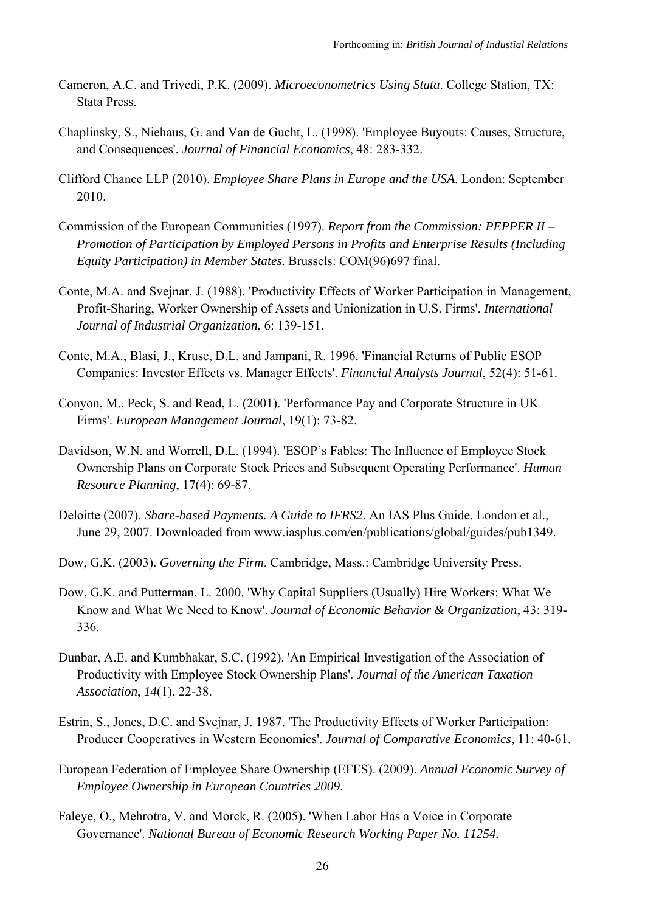Cameron, A.C. and Trivedi, P.K. (2009). *Microeconometrics Using Stata*. College Station, TX: Stata Press.

Chaplinsky, S., Niehaus, G. and Van de Gucht, L. (1998). 'Employee Buyouts: Causes, Structure, and Consequences'. *Journal of Financial Economics*, 48: 283-332.

Clifford Chance LLP (2010). *Employee Share Plans in Europe and the USA*. London: September 2010.

Commission of the European Communities (1997). *Report from the Commission: PEPPER II – Promotion of Participation by Employed Persons in Profits and Enterprise Results (Including Equity Participation) in Member States.* Brussels: COM(96)697 final.

Conte, M.A. and Svejnar, J. (1988). 'Productivity Effects of Worker Participation in Management, Profit-Sharing, Worker Ownership of Assets and Unionization in U.S. Firms'. *International Journal of Industrial Organization*, 6: 139-151.

Conte, M.A., Blasi, J., Kruse, D.L. and Jampani, R. 1996. 'Financial Returns of Public ESOP Companies: Investor Effects vs. Manager Effects'. *Financial Analysts Journal*, 52(4): 51-61.

Conyon, M., Peck, S. and Read, L. (2001). 'Performance Pay and Corporate Structure in UK Firms'. *European Management Journal*, 19(1): 73-82.

Davidson, W.N. and Worrell, D.L. (1994). 'ESOP's Fables: The Influence of Employee Stock Ownership Plans on Corporate Stock Prices and Subsequent Operating Performance'. *Human Resource Planning*, 17(4): 69-87.

Deloitte (2007). *Share-based Payments. A Guide to IFRS2*. An IAS Plus Guide. London et al., June 29, 2007. Downloaded from www.iasplus.com/en/publications/global/guides/pub1349.

Dow, G.K. (2003). *Governing the Firm*. Cambridge, Mass.: Cambridge University Press.

Dow, G.K. and Putterman, L. 2000. 'Why Capital Suppliers (Usually) Hire Workers: What We Know and What We Need to Know'. *Journal of Economic Behavior & Organization*, 43: 319-336.

Dunbar, A.E. and Kumbhakar, S.C. (1992). 'An Empirical Investigation of the Association of Productivity with Employee Stock Ownership Plans'. *Journal of the American Taxation Association*, *14*(1), 22-38.

Estrin, S., Jones, D.C. and Svejnar, J. 1987. 'The Productivity Effects of Worker Participation: Producer Cooperatives in Western Economics'. *Journal of Comparative Economics*, 11: 40-61.

European Federation of Employee Share Ownership (EFES). (2009). *Annual Economic Survey of Employee Ownership in European Countries 2009*.

Faleye, O., Mehrotra, V. and Morck, R. (2005). 'When Labor Has a Voice in Corporate Governance'. *National Bureau of Economic Research Working Paper No. 11254.*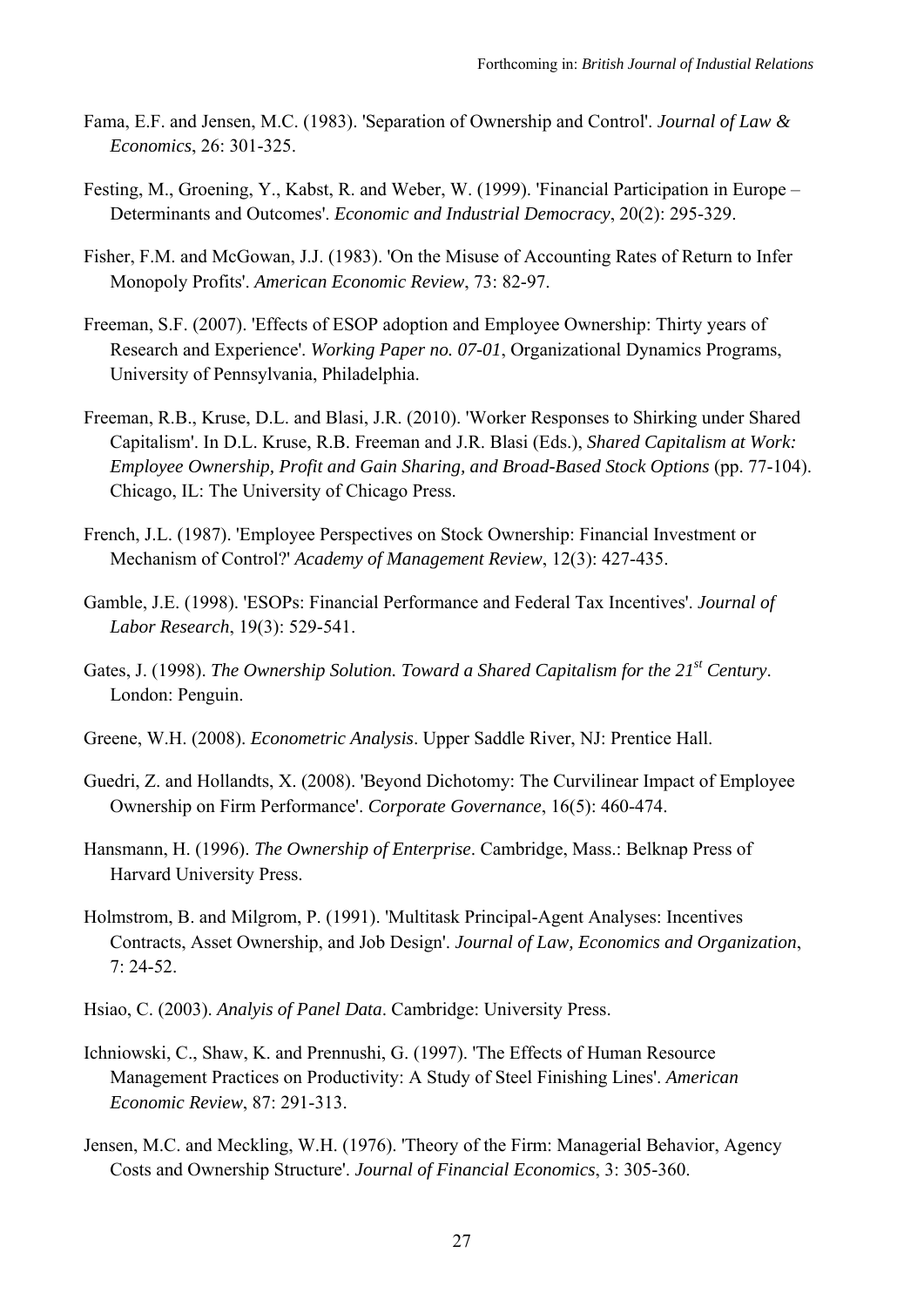Fama, E.F. and Jensen, M.C. (1983). 'Separation of Ownership and Control'. *Journal of Law & Economics*, 26: 301-325.

Festing, M., Groening, Y., Kabst, R. and Weber, W. (1999). 'Financial Participation in Europe – Determinants and Outcomes'. *Economic and Industrial Democracy*, 20(2): 295-329.

Fisher, F.M. and McGowan, J.J. (1983). 'On the Misuse of Accounting Rates of Return to Infer Monopoly Profits'. *American Economic Review*, 73: 82-97.

Freeman, S.F. (2007). 'Effects of ESOP adoption and Employee Ownership: Thirty years of Research and Experience'. *Working Paper no. 07-01*, Organizational Dynamics Programs, University of Pennsylvania, Philadelphia.

Freeman, R.B., Kruse, D.L. and Blasi, J.R. (2010). 'Worker Responses to Shirking under Shared Capitalism'. In D.L. Kruse, R.B. Freeman and J.R. Blasi (Eds.), *Shared Capitalism at Work: Employee Ownership, Profit and Gain Sharing, and Broad-Based Stock Options* (pp. 77-104). Chicago, IL: The University of Chicago Press.

French, J.L. (1987). 'Employee Perspectives on Stock Ownership: Financial Investment or Mechanism of Control?' *Academy of Management Review*, 12(3): 427-435.

Gamble, J.E. (1998). 'ESOPs: Financial Performance and Federal Tax Incentives'. *Journal of Labor Research*, 19(3): 529-541.

Gates, J. (1998). *The Ownership Solution. Toward a Shared Capitalism for the 21st Century*. London: Penguin.

Greene, W.H. (2008). *Econometric Analysis*. Upper Saddle River, NJ: Prentice Hall.

Guedri, Z. and Hollandts, X. (2008). 'Beyond Dichotomy: The Curvilinear Impact of Employee Ownership on Firm Performance'. *Corporate Governance*, 16(5): 460-474.

Hansmann, H. (1996). *The Ownership of Enterprise*. Cambridge, Mass.: Belknap Press of Harvard University Press.

Holmstrom, B. and Milgrom, P. (1991). 'Multitask Principal-Agent Analyses: Incentives Contracts, Asset Ownership, and Job Design'. *Journal of Law, Economics and Organization*, 7: 24-52.

Hsiao, C. (2003). *Analyis of Panel Data*. Cambridge: University Press.

Ichniowski, C., Shaw, K. and Prennushi, G. (1997). 'The Effects of Human Resource Management Practices on Productivity: A Study of Steel Finishing Lines'. *American Economic Review*, 87: 291-313.

Jensen, M.C. and Meckling, W.H. (1976). 'Theory of the Firm: Managerial Behavior, Agency Costs and Ownership Structure'. *Journal of Financial Economics*, 3: 305-360.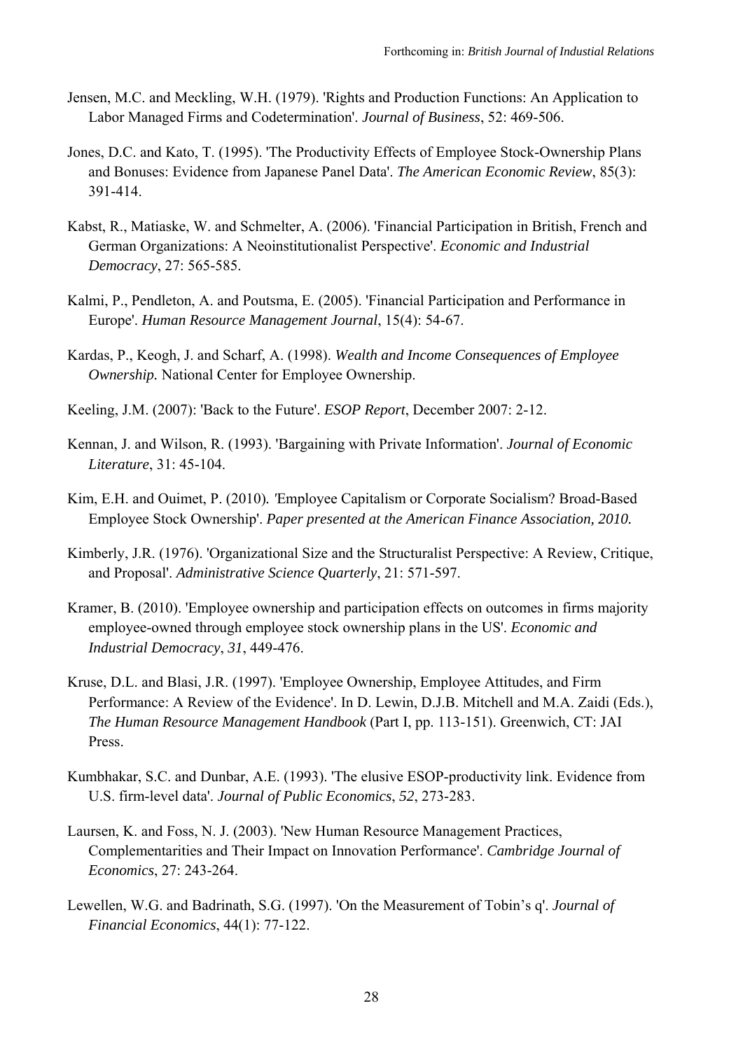Jensen, M.C. and Meckling, W.H. (1979). 'Rights and Production Functions: An Application to Labor Managed Firms and Codetermination'. *Journal of Business*, 52: 469-506.

Jones, D.C. and Kato, T. (1995). 'The Productivity Effects of Employee Stock-Ownership Plans and Bonuses: Evidence from Japanese Panel Data'. *The American Economic Review*, 85(3): 391-414.

Kabst, R., Matiaske, W. and Schmelter, A. (2006). 'Financial Participation in British, French and German Organizations: A Neoinstitutionalist Perspective'. *Economic and Industrial Democracy*, 27: 565-585.

Kalmi, P., Pendleton, A. and Poutsma, E. (2005). 'Financial Participation and Performance in Europe'. *Human Resource Management Journal*, 15(4): 54-67.

Kardas, P., Keogh, J. and Scharf, A. (1998). *Wealth and Income Consequences of Employee Ownership.* National Center for Employee Ownership.

Keeling, J.M. (2007): 'Back to the Future'. *ESOP Report*, December 2007: 2-12.

Kennan, J. and Wilson, R. (1993). 'Bargaining with Private Information'. *Journal of Economic Literature*, 31: 45-104.

Kim, E.H. and Ouimet, P. (2010). 'Employee Capitalism or Corporate Socialism? Broad-Based Employee Stock Ownership'. *Paper presented at the American Finance Association, 2010.*

Kimberly, J.R. (1976). 'Organizational Size and the Structuralist Perspective: A Review, Critique, and Proposal'. *Administrative Science Quarterly*, 21: 571-597.

Kramer, B. (2010). 'Employee ownership and participation effects on outcomes in firms majority employee-owned through employee stock ownership plans in the US'. *Economic and Industrial Democracy*, *31*, 449-476.

Kruse, D.L. and Blasi, J.R. (1997). 'Employee Ownership, Employee Attitudes, and Firm Performance: A Review of the Evidence'. In D. Lewin, D.J.B. Mitchell and M.A. Zaidi (Eds.), *The Human Resource Management Handbook* (Part I, pp. 113-151). Greenwich, CT: JAI Press.

Kumbhakar, S.C. and Dunbar, A.E. (1993). 'The elusive ESOP-productivity link. Evidence from U.S. firm-level data'. *Journal of Public Economics*, *52*, 273-283.

Laursen, K. and Foss, N. J. (2003). 'New Human Resource Management Practices, Complementarities and Their Impact on Innovation Performance'. *Cambridge Journal of Economics*, 27: 243-264.

Lewellen, W.G. and Badrinath, S.G. (1997). 'On the Measurement of Tobin's q'. *Journal of Financial Economics*, 44(1): 77-122.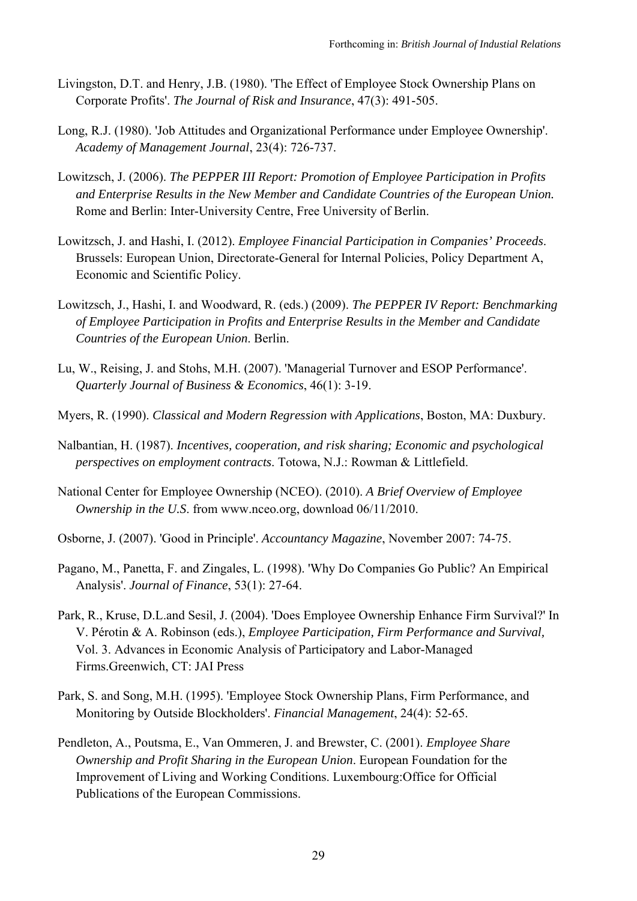Livingston, D.T. and Henry, J.B. (1980). 'The Effect of Employee Stock Ownership Plans on Corporate Profits'. *The Journal of Risk and Insurance*, 47(3): 491-505.

Long, R.J. (1980). 'Job Attitudes and Organizational Performance under Employee Ownership'. *Academy of Management Journal*, 23(4): 726-737.

Lowitzsch, J. (2006). *The PEPPER III Report: Promotion of Employee Participation in Profits and Enterprise Results in the New Member and Candidate Countries of the European Union.* Rome and Berlin: Inter-University Centre, Free University of Berlin.

Lowitzsch, J. and Hashi, I. (2012). *Employee Financial Participation in Companies' Proceeds*. Brussels: European Union, Directorate-General for Internal Policies, Policy Department A, Economic and Scientific Policy.

Lowitzsch, J., Hashi, I. and Woodward, R. (eds.) (2009). *The PEPPER IV Report: Benchmarking of Employee Participation in Profits and Enterprise Results in the Member and Candidate Countries of the European Union*. Berlin.

Lu, W., Reising, J. and Stohs, M.H. (2007). 'Managerial Turnover and ESOP Performance'. *Quarterly Journal of Business & Economics*, 46(1): 3-19.

Myers, R. (1990). *Classical and Modern Regression with Applications*, Boston, MA: Duxbury.

Nalbantian, H. (1987). *Incentives, cooperation, and risk sharing; Economic and psychological perspectives on employment contracts*. Totowa, N.J.: Rowman & Littlefield.

National Center for Employee Ownership (NCEO). (2010). *A Brief Overview of Employee Ownership in the U.S.* from www.nceo.org, download 06/11/2010.

Osborne, J. (2007). 'Good in Principle'. *Accountancy Magazine*, November 2007: 74-75.

Pagano, M., Panetta, F. and Zingales, L. (1998). 'Why Do Companies Go Public? An Empirical Analysis'. *Journal of Finance*, 53(1): 27-64.

Park, R., Kruse, D.L.and Sesil, J. (2004). 'Does Employee Ownership Enhance Firm Survival?' In V. Pérotin & A. Robinson (eds.), *Employee Participation, Firm Performance and Survival,* Vol. 3. Advances in Economic Analysis of Participatory and Labor-Managed Firms.Greenwich, CT: JAI Press

Park, S. and Song, M.H. (1995). 'Employee Stock Ownership Plans, Firm Performance, and Monitoring by Outside Blockholders'. *Financial Management*, 24(4): 52-65.

Pendleton, A., Poutsma, E., Van Ommeren, J. and Brewster, C. (2001). *Employee Share Ownership and Profit Sharing in the European Union*. European Foundation for the Improvement of Living and Working Conditions. Luxembourg:Office for Official Publications of the European Commissions.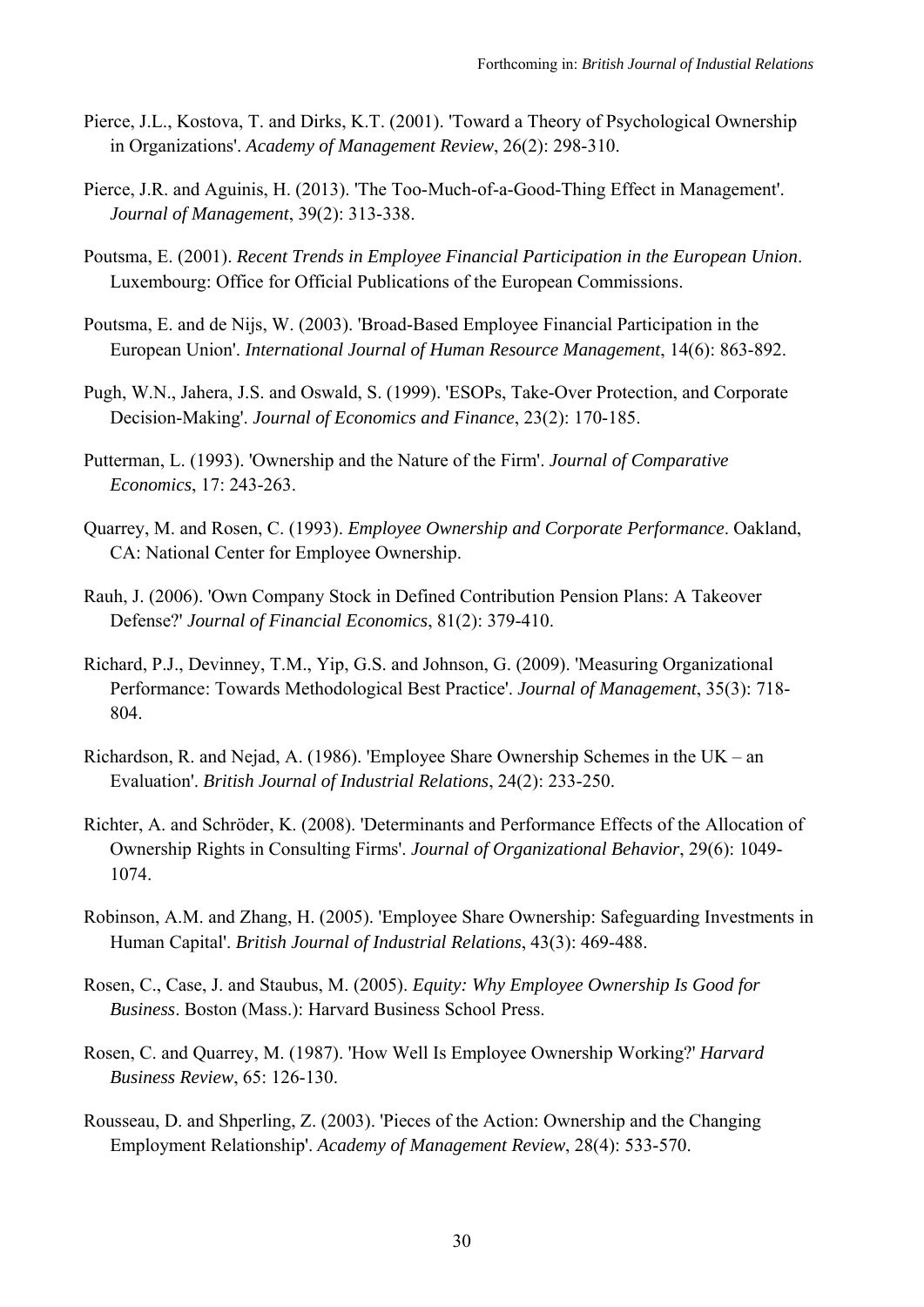Pierce, J.L., Kostova, T. and Dirks, K.T. (2001). 'Toward a Theory of Psychological Ownership in Organizations'. *Academy of Management Review*, 26(2): 298-310.

Pierce, J.R. and Aguinis, H. (2013). 'The Too-Much-of-a-Good-Thing Effect in Management'. *Journal of Management*, 39(2): 313-338.

Poutsma, E. (2001). *Recent Trends in Employee Financial Participation in the European Union*. Luxembourg: Office for Official Publications of the European Commissions.

Poutsma, E. and de Nijs, W. (2003). 'Broad-Based Employee Financial Participation in the European Union'. *International Journal of Human Resource Management*, 14(6): 863-892.

Pugh, W.N., Jahera, J.S. and Oswald, S. (1999). 'ESOPs, Take-Over Protection, and Corporate Decision-Making'. *Journal of Economics and Finance*, 23(2): 170-185.

Putterman, L. (1993). 'Ownership and the Nature of the Firm'. *Journal of Comparative Economics*, 17: 243-263.

Quarrey, M. and Rosen, C. (1993). *Employee Ownership and Corporate Performance*. Oakland, CA: National Center for Employee Ownership.

Rauh, J. (2006). 'Own Company Stock in Defined Contribution Pension Plans: A Takeover Defense?' *Journal of Financial Economics*, 81(2): 379-410.

Richard, P.J., Devinney, T.M., Yip, G.S. and Johnson, G. (2009). 'Measuring Organizational Performance: Towards Methodological Best Practice'. *Journal of Management*, 35(3): 718-804.

Richardson, R. and Nejad, A. (1986). 'Employee Share Ownership Schemes in the UK – an Evaluation'. *British Journal of Industrial Relations*, 24(2): 233-250.

Richter, A. and Schröder, K. (2008). 'Determinants and Performance Effects of the Allocation of Ownership Rights in Consulting Firms'. *Journal of Organizational Behavior*, 29(6): 1049-1074.

Robinson, A.M. and Zhang, H. (2005). 'Employee Share Ownership: Safeguarding Investments in Human Capital'. *British Journal of Industrial Relations*, 43(3): 469-488.

Rosen, C., Case, J. and Staubus, M. (2005). *Equity: Why Employee Ownership Is Good for Business*. Boston (Mass.): Harvard Business School Press.

Rosen, C. and Quarrey, M. (1987). 'How Well Is Employee Ownership Working?' *Harvard Business Review*, 65: 126-130.

Rousseau, D. and Shperling, Z. (2003). 'Pieces of the Action: Ownership and the Changing Employment Relationship'. *Academy of Management Review*, 28(4): 533-570.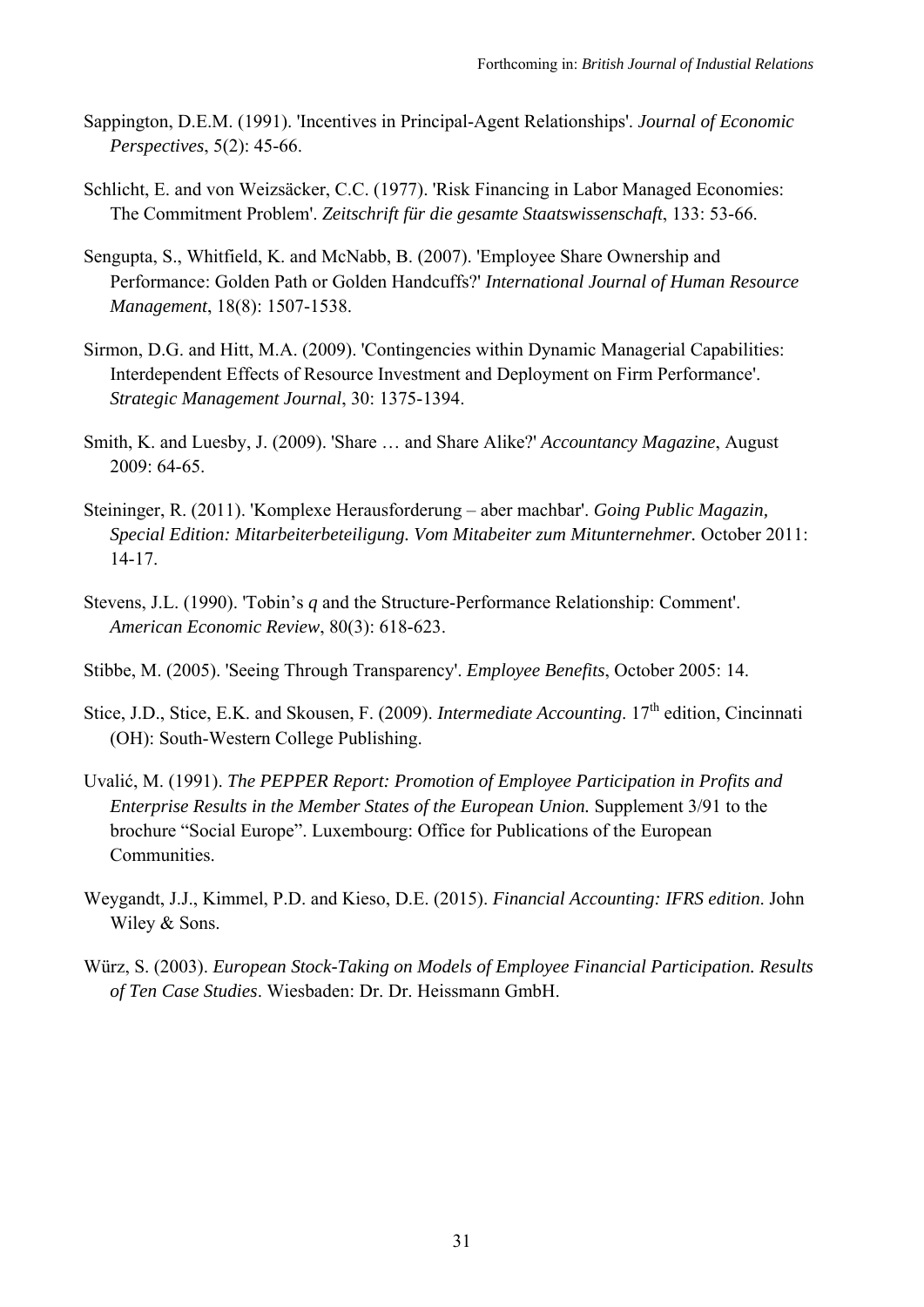Sappington, D.E.M. (1991). 'Incentives in Principal-Agent Relationships'. *Journal of Economic Perspectives*, 5(2): 45-66.

Schlicht, E. and von Weizsäcker, C.C. (1977). 'Risk Financing in Labor Managed Economies: The Commitment Problem'. *Zeitschrift für die gesamte Staatswissenschaft*, 133: 53-66.

Sengupta, S., Whitfield, K. and McNabb, B. (2007). 'Employee Share Ownership and Performance: Golden Path or Golden Handcuffs?' *International Journal of Human Resource Management*, 18(8): 1507-1538.

Sirmon, D.G. and Hitt, M.A. (2009). 'Contingencies within Dynamic Managerial Capabilities: Interdependent Effects of Resource Investment and Deployment on Firm Performance'. *Strategic Management Journal*, 30: 1375-1394.

Smith, K. and Luesby, J. (2009). 'Share … and Share Alike?' *Accountancy Magazine*, August 2009: 64-65.

Steininger, R. (2011). 'Komplexe Herausforderung – aber machbar'. *Going Public Magazin, Special Edition: Mitarbeiterbeteiligung. Vom Mitabeiter zum Mitunternehmer.* October 2011: 14-17.

Stevens, J.L. (1990). 'Tobin's *q* and the Structure-Performance Relationship: Comment'. *American Economic Review*, 80(3): 618-623.

Stibbe, M. (2005). 'Seeing Through Transparency'. *Employee Benefits*, October 2005: 14.

Stice, J.D., Stice, E.K. and Skousen, F. (2009). *Intermediate Accounting*. 17th edition, Cincinnati (OH): South-Western College Publishing.

Uvalić, M. (1991). *The PEPPER Report: Promotion of Employee Participation in Profits and Enterprise Results in the Member States of the European Union.* Supplement 3/91 to the brochure "Social Europe". Luxembourg: Office for Publications of the European Communities.

Weygandt, J.J., Kimmel, P.D. and Kieso, D.E. (2015). *Financial Accounting: IFRS edition*. John Wiley & Sons.

Würz, S. (2003). *European Stock-Taking on Models of Employee Financial Participation. Results of Ten Case Studies*. Wiesbaden: Dr. Dr. Heissmann GmbH.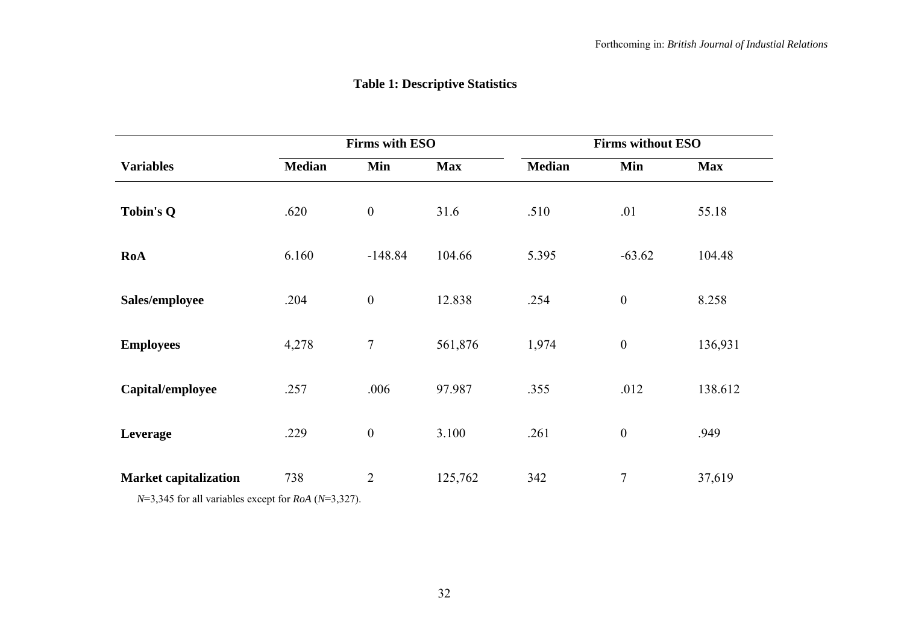**Table 1: Descriptive Statistics**

| | Firms with ESO | | | Firms without ESO | | |
|---|---|---|---|---|---|---|
| **Variables** | **Median** | **Min** | **Max** | **Median** | **Min** | **Max** |
| **Tobin's Q** | .620 | 0 | 31.6 | .510 | .01 | 55.18 |
| **RoA** | 6.160 | -148.84 | 104.66 | 5.395 | -63.62 | 104.48 |
| **Sales/employee** | .204 | 0 | 12.838 | .254 | 0 | 8.258 |
| **Employees** | 4,278 | 7 | 561,876 | 1,974 | 0 | 136,931 |
| **Capital/employee** | .257 | .006 | 97.987 | .355 | .012 | 138.612 |
| **Leverage** | .229 | 0 | 3.100 | .261 | 0 | .949 |
| **Market capitalization** | 738 | 2 | 125,762 | 342 | 7 | 37,619 |

*N*=3,345 for all variables except for *RoA* (*N*=3,327).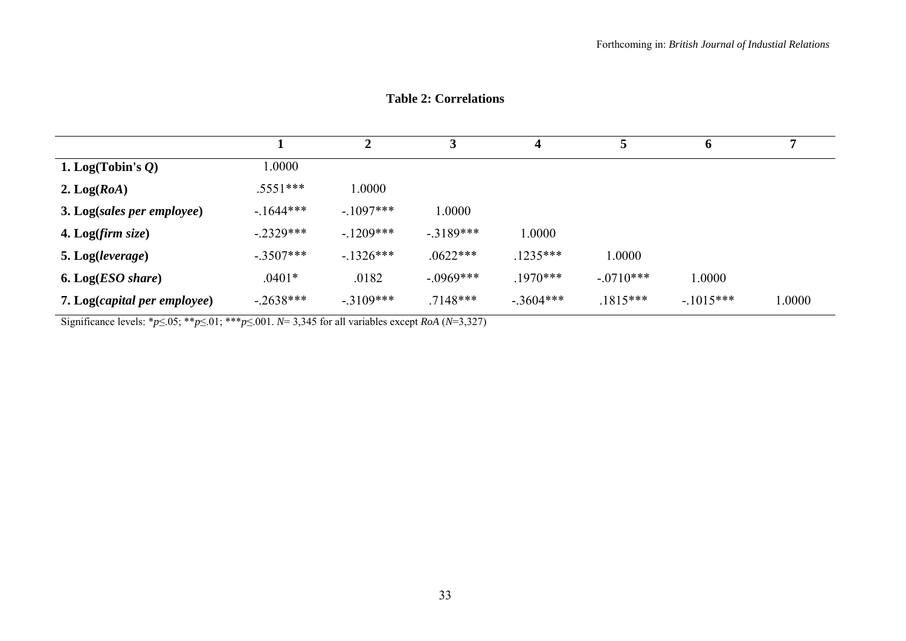### Table 2: Correlations

| | 1 | 2 | 3 | 4 | 5 | 6 | 7 |
|---|---|---|---|---|---|---|---|
| **1. Log(Tobin's *Q*)** | 1.0000 | | | | | | |
| **2. Log(*RoA*)** | .5551*** | 1.0000 | | | | | |
| **3. Log(*sales per employee*)** | -.1644*** | -.1097*** | 1.0000 | | | | |
| **4. Log(*firm size*)** | -.2329*** | -.1209*** | -.3189*** | 1.0000 | | | |
| **5. Log(*leverage*)** | -.3507*** | -.1326*** | .0622*** | .1235*** | 1.0000 | | |
| **6. Log(*ESO share*)** | .0401* | .0182 | -.0969*** | .1970*** | -.0710*** | 1.0000 | |
| **7. Log(*capital per employee*)** | -.2638*** | -.3109*** | .7148*** | -.3604*** | .1815*** | -.1015*** | 1.0000 |

Significance levels: *$p \leq .05$; **$p \leq .01$; ***$p \leq .001$. $N$= 3,345 for all variables except *RoA* ($N$=3,327)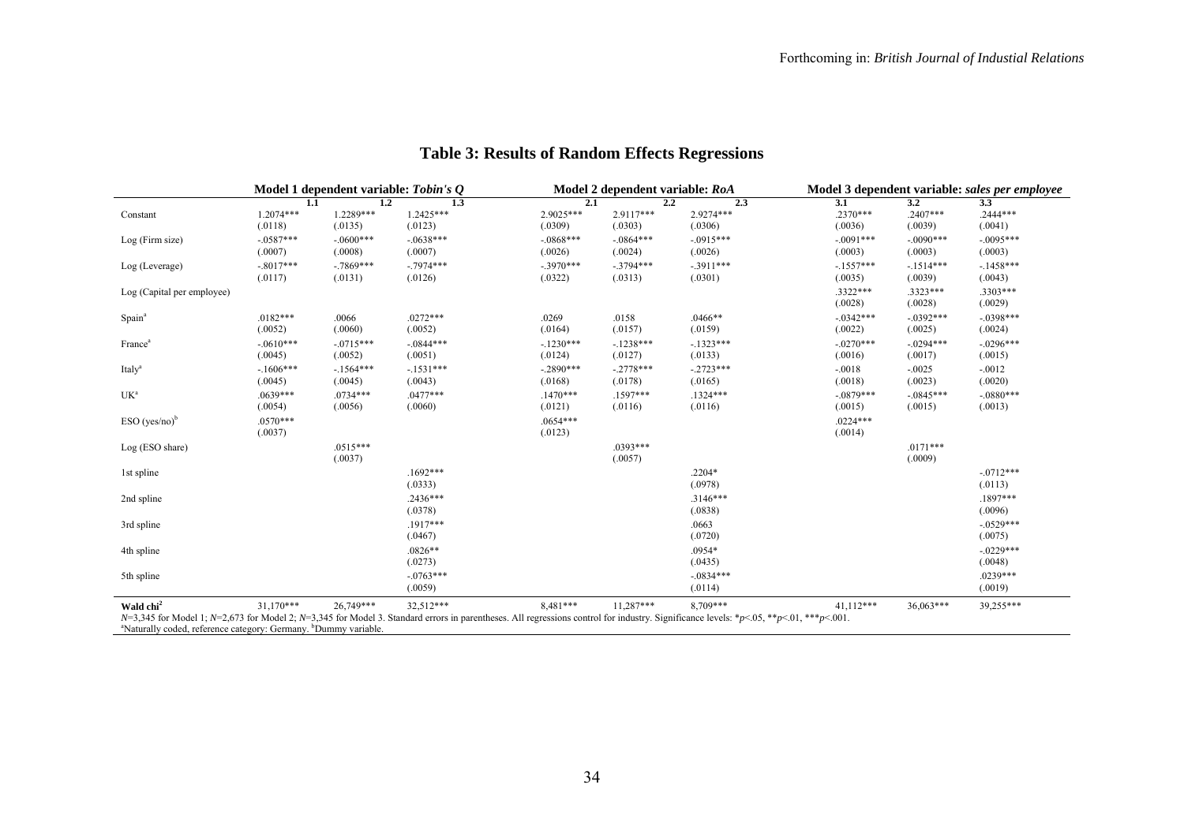## Table 3: Results of Random Effects Regressions

| | Model 1 dependent variable: *Tobin's Q* | | | Model 2 dependent variable: *RoA* | | | Model 3 dependent variable: *sales per employee* | | |
|---|---|---|---|---|---|---|---|---|---|
| | **1.1** | **1.2** | **1.3** | **2.1** | **2.2** | **2.3** | **3.1** | **3.2** | **3.3** |
| Constant | 1.2074*** | 1.2289*** | 1.2425*** | 2.9025*** | 2.9117*** | 2.9274*** | .2370*** | .2407*** | .2444*** |
| | (.0118) | (.0135) | (.0123) | (.0309) | (.0303) | (.0306) | (.0036) | (.0039) | (.0041) |
| Log (Firm size) | -.0587*** | -.0600*** | -.0638*** | -.0868*** | -.0864*** | -.0915*** | -.0091*** | -.0090*** | -.0095*** |
| | (.0007) | (.0008) | (.0007) | (.0026) | (.0024) | (.0026) | (.0003) | (.0003) | (.0003) |
| Log (Leverage) | -.8017*** | -.7869*** | -.7974*** | -.3970*** | -.3794*** | -.3911*** | -.1557*** | -.1514*** | -.1458*** |
| | (.0117) | (.0131) | (.0126) | (.0322) | (.0313) | (.0301) | (.0035) | (.0039) | (.0043) |
| Log (Capital per employee) | | | | | | | .3322*** | .3323*** | .3303*** |
| | | | | | | | (.0028) | (.0028) | (.0029) |
| Spain[a] | .0182*** | .0066 | .0272*** | .0269 | .0158 | .0466** | -.0342*** | -.0392*** | -.0398*** |
| | (.0052) | (.0060) | (.0052) | (.0164) | (.0157) | (.0159) | (.0022) | (.0025) | (.0024) |
| France[a] | -.0610*** | -.0715*** | -.0844*** | -.1230*** | -.1238*** | -.1323*** | -.0270*** | -.0294*** | -.0296*** |
| | (.0045) | (.0052) | (.0051) | (.0124) | (.0127) | (.0133) | (.0016) | (.0017) | (.0015) |
| Italy[a] | -.1606*** | -.1564*** | -.1531*** | -.2890*** | -.2778*** | -.2723*** | -.0018 | -.0025 | -.0012 |
| | (.0045) | (.0045) | (.0043) | (.0168) | (.0178) | (.0165) | (.0018) | (.0023) | (.0020) |
| UK[a] | .0639*** | .0734*** | .0477*** | .1470*** | .1597*** | .1324*** | -.0879*** | -.0845*** | -.0880*** |
| | (.0054) | (.0056) | (.0060) | (.0121) | (.0116) | (.0116) | (.0015) | (.0015) | (.0013) |
| ESO (yes/no)[b] | .0570*** | | | .0654*** | | | .0224*** | | |
| | (.0037) | | | (.0123) | | | (.0014) | | |
| Log (ESO share) | | .0515*** | | | .0393*** | | | .0171*** | |
| | | (.0037) | | | (.0057) | | | (.0009) | |
| 1st spline | | | .1692*** | | | .2204* | | | -.0712*** |
| | | | (.0333) | | | (.0978) | | | (.0113) |
| 2nd spline | | | .2436*** | | | .3146*** | | | .1897*** |
| | | | (.0378) | | | (.0838) | | | (.0096) |
| 3rd spline | | | .1917*** | | | .0663 | | | -.0529*** |
| | | | (.0467) | | | (.0720) | | | (.0075) |
| 4th spline | | | .0826** | | | .0954* | | | -.0229*** |
| | | | (.0273) | | | (.0435) | | | (.0048) |
| 5th spline | | | -.0763*** | | | -.0834*** | | | .0239*** |
| | | | (.0059) | | | (.0114) | | | (.0019) |
| **Wald chi²** | 31,170*** | 26,749*** | 32,512*** | 8,481*** | 11,287*** | 8,709*** | 41,112*** | 36,063*** | 39,255*** |

$N$=3,345 for Model 1; $N$=2,673 for Model 2; $N$=3,345 for Model 3. Standard errors in parentheses. All regressions control for industry. Significance levels: *$p<.05$, **$p<.01$, ***$p<.001$.
[a]Naturally coded, reference category: Germany. [b]Dummy variable.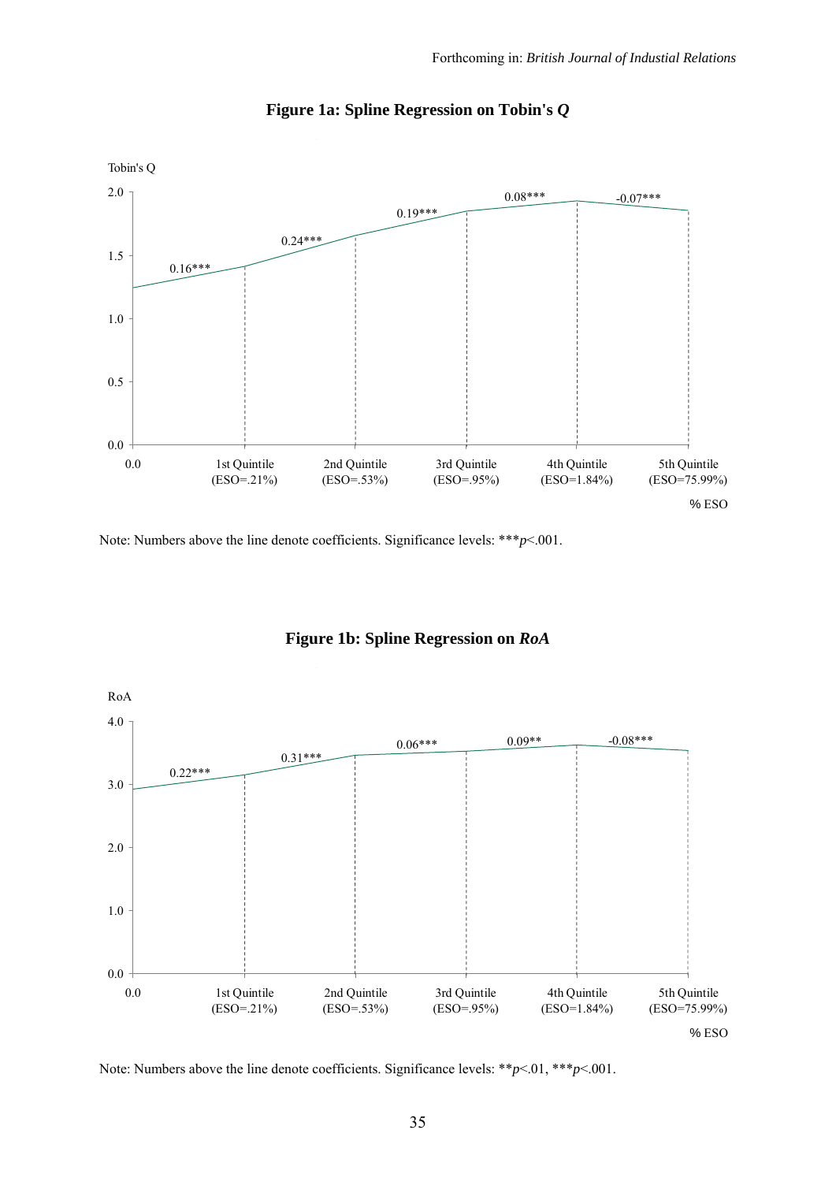**Figure 1a: Spline Regression on Tobin's *Q***

Tobin's Q

2.0

1.5

1.0

0.5

0.0

0.0 | 1st Quintile (ESO=.21%) | 2nd Quintile (ESO=.53%) | 3rd Quintile (ESO=.95%) | 4th Quintile (ESO=1.84%) | 5th Quintile (ESO=75.99%)

% ESO

0.16*** 0.24*** 0.19*** 0.08*** -0.07***

Note: Numbers above the line denote coefficients. Significance levels: ****p*<.001.

**Figure 1b: Spline Regression on *RoA***

RoA

4.0

3.0

2.0

1.0

0.0

0.0 | 1st Quintile (ESO=.21%) | 2nd Quintile (ESO=.53%) | 3rd Quintile (ESO=.95%) | 4th Quintile (ESO=1.84%) | 5th Quintile (ESO=75.99%)

% ESO

0.22*** 0.31*** 0.06*** 0.09** -0.08***

Note: Numbers above the line denote coefficients. Significance levels: ***p*<.01, ****p*<.001.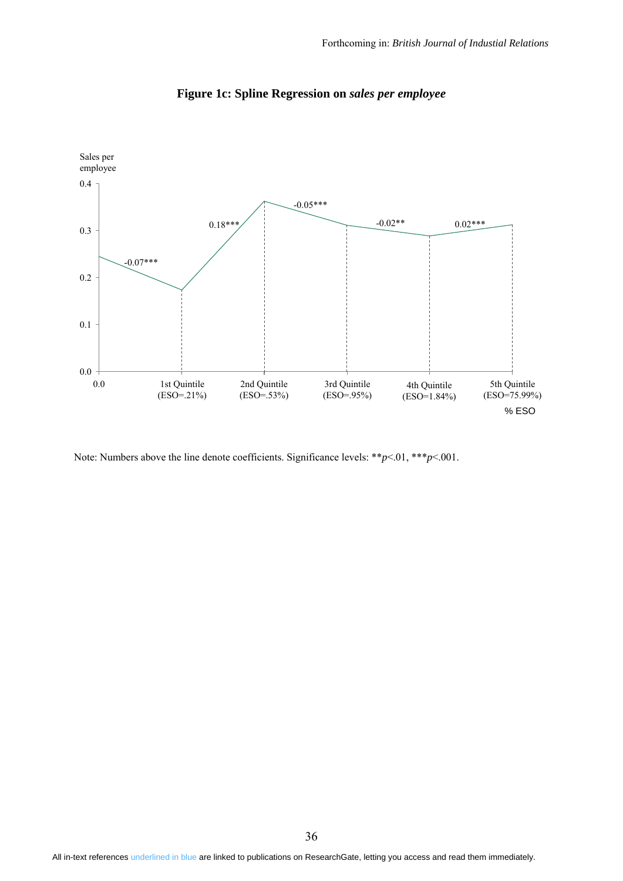**Figure 1c: Spline Regression on *sales per employee***

Sales per employee

0.4

0.3

0.2

0.1

0.0

-0.07***

0.18***

-0.05***

-0.02**

0.02***

0.0

1st Quintile (ESO=.21%)

2nd Quintile (ESO=.53%)

3rd Quintile (ESO=.95%)

4th Quintile (ESO=1.84%)

5th Quintile (ESO=75.99%)

% ESO

Note: Numbers above the line denote coefficients. Significance levels: ***p*<.01, ****p*<.001.

All in-text references underlined in blue are linked to publications on ResearchGate, letting you access and read them immediately.